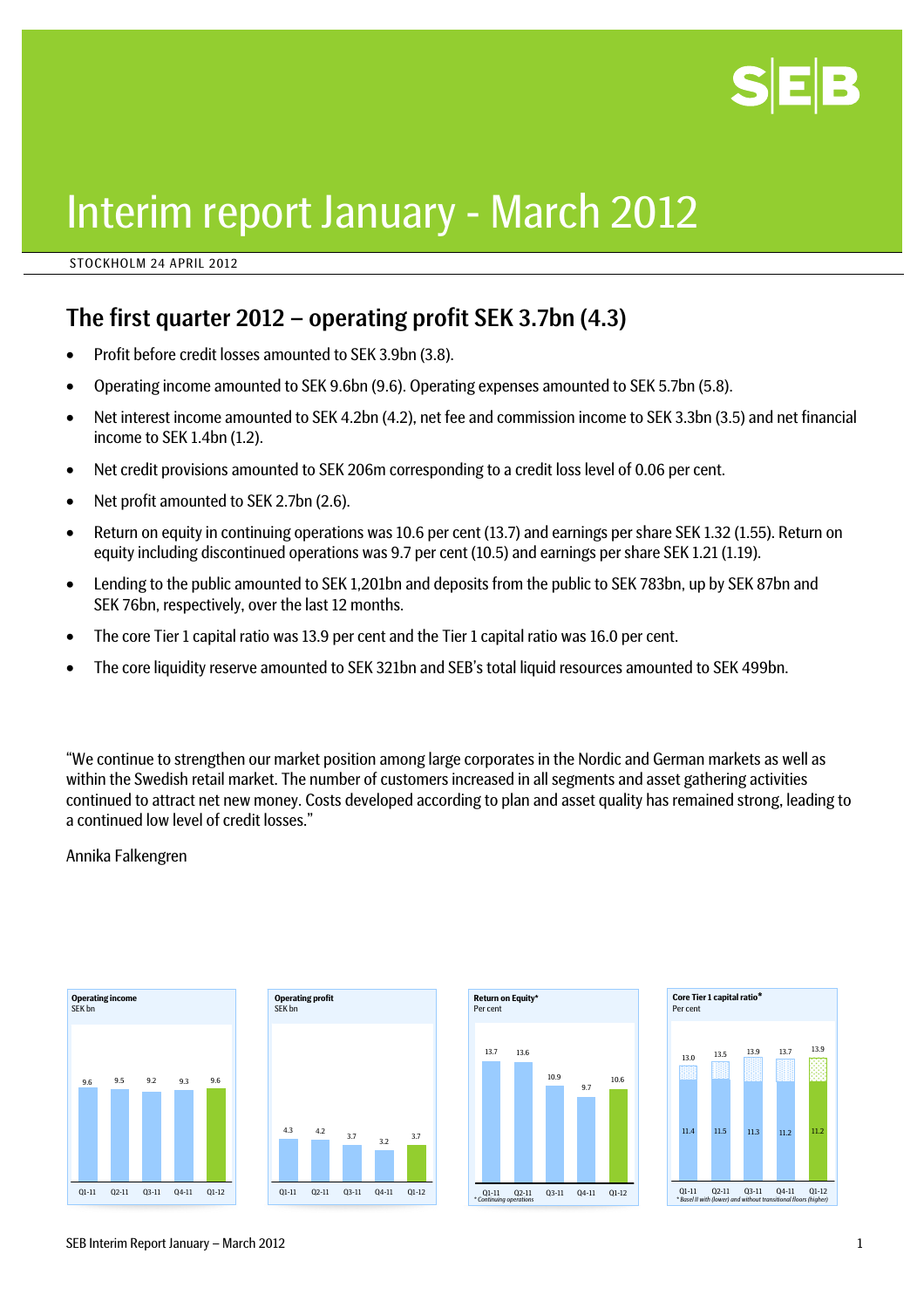# Interim report January - March 2012

STOCKHOLM 24 APRIL 2012

## The first quarter 2012 – operating profit SEK 3.7bn (4.3)

- Profit before credit losses amounted to SEK 3.9bn (3.8).
- Operating income amounted to SEK 9.6bn (9.6). Operating expenses amounted to SEK 5.7bn (5.8).
- Net interest income amounted to SEK 4.2bn (4.2), net fee and commission income to SEK 3.3bn (3.5) and net financial income to SEK 1.4bn (1.2).
- Net credit provisions amounted to SEK 206m corresponding to a credit loss level of 0.06 per cent.
- Net profit amounted to SEK 2.7bn (2.6).
- Return on equity in continuing operations was 10.6 per cent (13.7) and earnings per share SEK 1.32 (1.55). Return on equity including discontinued operations was 9.7 per cent (10.5) and earnings per share SEK 1.21 (1.19).
- Lending to the public amounted to SEK 1,201bn and deposits from the public to SEK 783bn, up by SEK 87bn and SEK 76bn, respectively, over the last 12 months.
- The core Tier 1 capital ratio was 13.9 per cent and the Tier 1 capital ratio was 16.0 per cent.
- The core liquidity reserve amounted to SEK 321bn and SEB's total liquid resources amounted to SEK 499bn.

"We continue to strengthen our market position among large corporates in the Nordic and German markets as well as within the Swedish retail market. The number of customers increased in all segments and asset gathering activities continued to attract net new money. Costs developed according to plan and asset quality has remained strong, leading to a continued low level of credit losses."

Annika Falkengren

**Operating income**
SEK bn
9.6 9.5 9.2 9.3 9.6
Q1-11 Q2-11 Q3-11 Q4-11 Q1-12

**Operating profit**
SEK bn
4.3 4.2 3.7 3.2 3.7
Q1-11 Q2-11 Q3-11 Q4-11 Q1-12

**Return on Equity***
Per cent
13.7 13.6 10.9 9.7 10.6
Q1-11 Q2-11 Q3-11 Q4-11 Q1-12
* Continuing operations

**Core Tier 1 capital ratio***
Per cent
13.0 13.5 13.9 13.7 13.9
11.4 11.5 11.3 11.2 11.2
Q1-11 Q2-11 Q3-11 Q4-11 Q1-12
* Basel II with (lower) and without transitional floors (higher)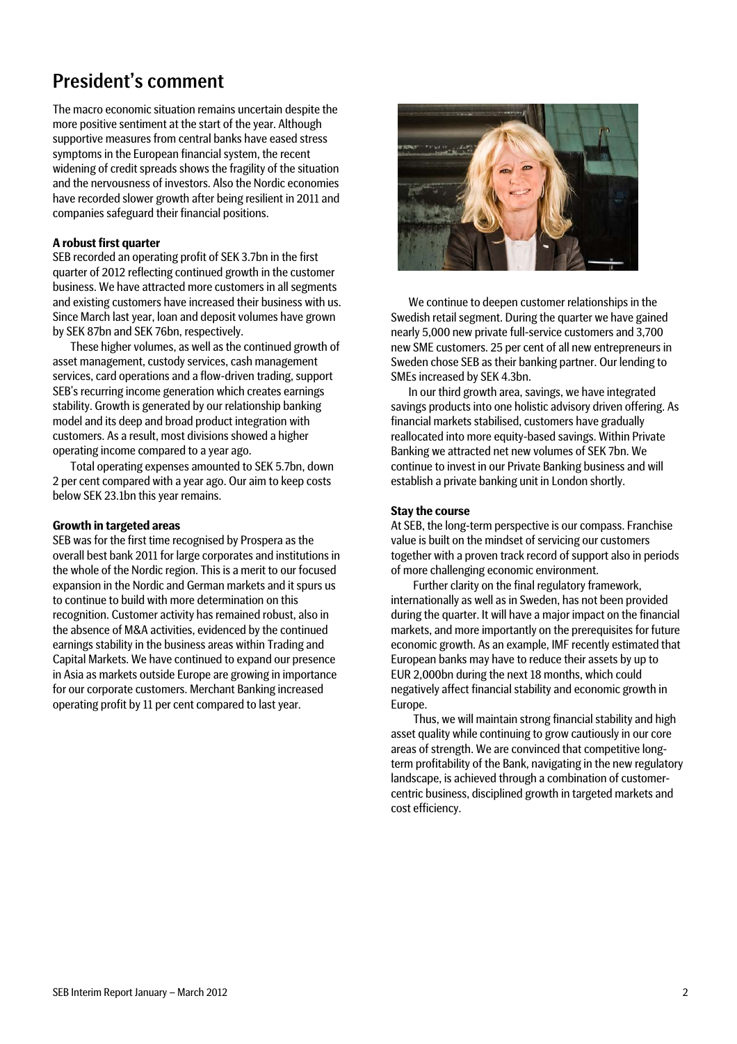# President's comment

The macro economic situation remains uncertain despite the more positive sentiment at the start of the year. Although supportive measures from central banks have eased stress symptoms in the European financial system, the recent widening of credit spreads shows the fragility of the situation and the nervousness of investors. Also the Nordic economies have recorded slower growth after being resilient in 2011 and companies safeguard their financial positions.

**A robust first quarter**

SEB recorded an operating profit of SEK 3.7bn in the first quarter of 2012 reflecting continued growth in the customer business. We have attracted more customers in all segments and existing customers have increased their business with us. Since March last year, loan and deposit volumes have grown by SEK 87bn and SEK 76bn, respectively.

These higher volumes, as well as the continued growth of asset management, custody services, cash management services, card operations and a flow-driven trading, support SEB's recurring income generation which creates earnings stability. Growth is generated by our relationship banking model and its deep and broad product integration with customers. As a result, most divisions showed a higher operating income compared to a year ago.

Total operating expenses amounted to SEK 5.7bn, down 2 per cent compared with a year ago. Our aim to keep costs below SEK 23.1bn this year remains.

**Growth in targeted areas**

SEB was for the first time recognised by Prospera as the overall best bank 2011 for large corporates and institutions in the whole of the Nordic region. This is a merit to our focused expansion in the Nordic and German markets and it spurs us to continue to build with more determination on this recognition. Customer activity has remained robust, also in the absence of M&A activities, evidenced by the continued earnings stability in the business areas within Trading and Capital Markets. We have continued to expand our presence in Asia as markets outside Europe are growing in importance for our corporate customers. Merchant Banking increased operating profit by 11 per cent compared to last year.

We continue to deepen customer relationships in the Swedish retail segment. During the quarter we have gained nearly 5,000 new private full-service customers and 3,700 new SME customers. 25 per cent of all new entrepreneurs in Sweden chose SEB as their banking partner. Our lending to SMEs increased by SEK 4.3bn.

In our third growth area, savings, we have integrated savings products into one holistic advisory driven offering. As financial markets stabilised, customers have gradually reallocated into more equity-based savings. Within Private Banking we attracted net new volumes of SEK 7bn. We continue to invest in our Private Banking business and will establish a private banking unit in London shortly.

**Stay the course**

At SEB, the long-term perspective is our compass. Franchise value is built on the mindset of servicing our customers together with a proven track record of support also in periods of more challenging economic environment.

Further clarity on the final regulatory framework, internationally as well as in Sweden, has not been provided during the quarter. It will have a major impact on the financial markets, and more importantly on the prerequisites for future economic growth. As an example, IMF recently estimated that European banks may have to reduce their assets by up to EUR 2,000bn during the next 18 months, which could negatively affect financial stability and economic growth in Europe.

Thus, we will maintain strong financial stability and high asset quality while continuing to grow cautiously in our core areas of strength. We are convinced that competitive long-term profitability of the Bank, navigating in the new regulatory landscape, is achieved through a combination of customer-centric business, disciplined growth in targeted markets and cost efficiency.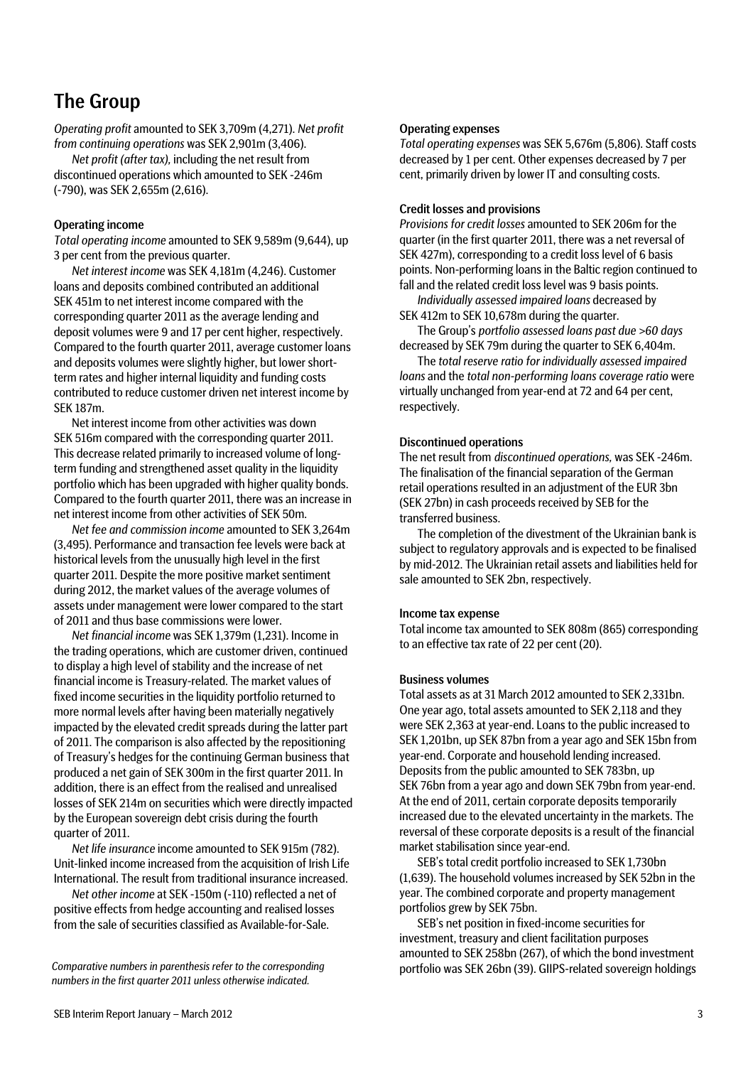# The Group

*Operating profit* amounted to SEK 3,709m (4,271). *Net profit from continuing operations* was SEK 2,901m (3,406).

*Net profit (after tax),* including the net result from discontinued operations which amounted to SEK -246m (-790), was SEK 2,655m (2,616).

### Operating income

*Total operating income* amounted to SEK 9,589m (9,644), up 3 per cent from the previous quarter.

*Net interest income* was SEK 4,181m (4,246). Customer loans and deposits combined contributed an additional SEK 451m to net interest income compared with the corresponding quarter 2011 as the average lending and deposit volumes were 9 and 17 per cent higher, respectively. Compared to the fourth quarter 2011, average customer loans and deposits volumes were slightly higher, but lower short-term rates and higher internal liquidity and funding costs contributed to reduce customer driven net interest income by SEK 187m.

Net interest income from other activities was down SEK 516m compared with the corresponding quarter 2011. This decrease related primarily to increased volume of long-term funding and strengthened asset quality in the liquidity portfolio which has been upgraded with higher quality bonds. Compared to the fourth quarter 2011, there was an increase in net interest income from other activities of SEK 50m.

*Net fee and commission income* amounted to SEK 3,264m (3,495). Performance and transaction fee levels were back at historical levels from the unusually high level in the first quarter 2011. Despite the more positive market sentiment during 2012, the market values of the average volumes of assets under management were lower compared to the start of 2011 and thus base commissions were lower.

*Net financial income* was SEK 1,379m (1,231). Income in the trading operations, which are customer driven, continued to display a high level of stability and the increase of net financial income is Treasury-related. The market values of fixed income securities in the liquidity portfolio returned to more normal levels after having been materially negatively impacted by the elevated credit spreads during the latter part of 2011. The comparison is also affected by the repositioning of Treasury's hedges for the continuing German business that produced a net gain of SEK 300m in the first quarter 2011. In addition, there is an effect from the realised and unrealised losses of SEK 214m on securities which were directly impacted by the European sovereign debt crisis during the fourth quarter of 2011.

*Net life insurance* income amounted to SEK 915m (782). Unit-linked income increased from the acquisition of Irish Life International. The result from traditional insurance increased.

*Net other income* at SEK -150m (-110) reflected a net of positive effects from hedge accounting and realised losses from the sale of securities classified as Available-for-Sale.

*Comparative numbers in parenthesis refer to the corresponding numbers in the first quarter 2011 unless otherwise indicated.*

### Operating expenses

*Total operating expenses* was SEK 5,676m (5,806). Staff costs decreased by 1 per cent. Other expenses decreased by 7 per cent, primarily driven by lower IT and consulting costs.

### Credit losses and provisions

*Provisions for credit losses* amounted to SEK 206m for the quarter (in the first quarter 2011, there was a net reversal of SEK 427m), corresponding to a credit loss level of 6 basis points. Non-performing loans in the Baltic region continued to fall and the related credit loss level was 9 basis points.

*Individually assessed impaired loans* decreased by SEK 412m to SEK 10,678m during the quarter.

The Group's *portfolio assessed loans past due >60 days* decreased by SEK 79m during the quarter to SEK 6,404m.

The *total reserve ratio for individually assessed impaired loans* and the *total non-performing loans coverage ratio* were virtually unchanged from year-end at 72 and 64 per cent, respectively.

### Discontinued operations

The net result from *discontinued operations,* was SEK -246m. The finalisation of the financial separation of the German retail operations resulted in an adjustment of the EUR 3bn (SEK 27bn) in cash proceeds received by SEB for the transferred business.

The completion of the divestment of the Ukrainian bank is subject to regulatory approvals and is expected to be finalised by mid-2012. The Ukrainian retail assets and liabilities held for sale amounted to SEK 2bn, respectively.

### Income tax expense

Total income tax amounted to SEK 808m (865) corresponding to an effective tax rate of 22 per cent (20).

### Business volumes

Total assets as at 31 March 2012 amounted to SEK 2,331bn. One year ago, total assets amounted to SEK 2,118 and they were SEK 2,363 at year-end. Loans to the public increased to SEK 1,201bn, up SEK 87bn from a year ago and SEK 15bn from year-end. Corporate and household lending increased. Deposits from the public amounted to SEK 783bn, up SEK 76bn from a year ago and down SEK 79bn from year-end. At the end of 2011, certain corporate deposits temporarily increased due to the elevated uncertainty in the markets. The reversal of these corporate deposits is a result of the financial market stabilisation since year-end.

SEB's total credit portfolio increased to SEK 1,730bn (1,639). The household volumes increased by SEK 52bn in the year. The combined corporate and property management portfolios grew by SEK 75bn.

SEB's net position in fixed-income securities for investment, treasury and client facilitation purposes amounted to SEK 258bn (267), of which the bond investment portfolio was SEK 26bn (39). GIIPS-related sovereign holdings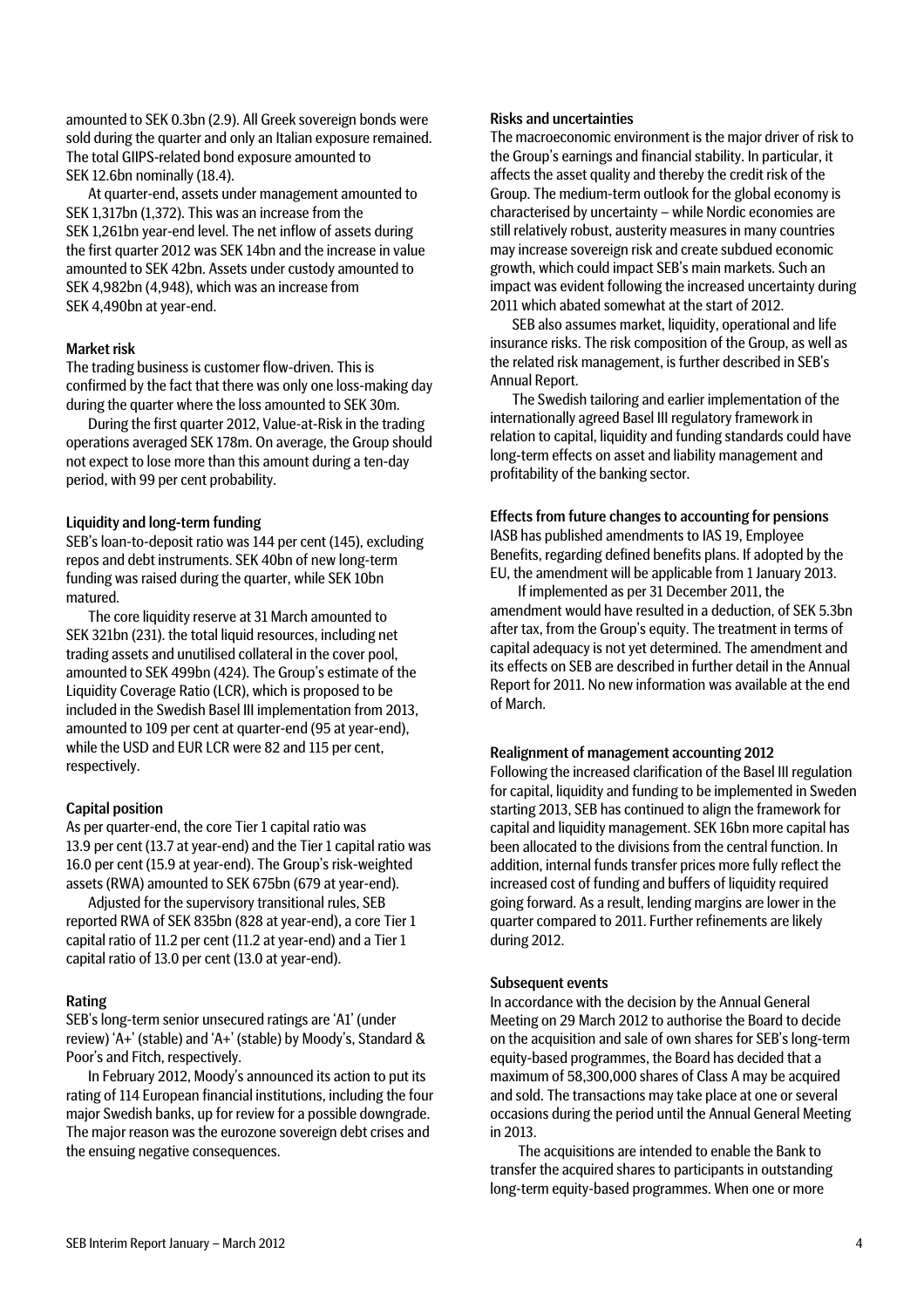amounted to SEK 0.3bn (2.9). All Greek sovereign bonds were sold during the quarter and only an Italian exposure remained. The total GIIPS-related bond exposure amounted to SEK 12.6bn nominally (18.4).

At quarter-end, assets under management amounted to SEK 1,317bn (1,372). This was an increase from the SEK 1,261bn year-end level. The net inflow of assets during the first quarter 2012 was SEK 14bn and the increase in value amounted to SEK 42bn. Assets under custody amounted to SEK 4,982bn (4,948), which was an increase from SEK 4,490bn at year-end.

### Market risk

The trading business is customer flow-driven. This is confirmed by the fact that there was only one loss-making day during the quarter where the loss amounted to SEK 30m.

During the first quarter 2012, Value-at-Risk in the trading operations averaged SEK 178m. On average, the Group should not expect to lose more than this amount during a ten-day period, with 99 per cent probability.

### Liquidity and long-term funding

SEB's loan-to-deposit ratio was 144 per cent (145), excluding repos and debt instruments. SEK 40bn of new long-term funding was raised during the quarter, while SEK 10bn matured.

The core liquidity reserve at 31 March amounted to SEK 321bn (231). the total liquid resources, including net trading assets and unutilised collateral in the cover pool, amounted to SEK 499bn (424). The Group's estimate of the Liquidity Coverage Ratio (LCR), which is proposed to be included in the Swedish Basel III implementation from 2013, amounted to 109 per cent at quarter-end (95 at year-end), while the USD and EUR LCR were 82 and 115 per cent, respectively.

### Capital position

As per quarter-end, the core Tier 1 capital ratio was 13.9 per cent (13.7 at year-end) and the Tier 1 capital ratio was 16.0 per cent (15.9 at year-end). The Group's risk-weighted assets (RWA) amounted to SEK 675bn (679 at year-end).

Adjusted for the supervisory transitional rules, SEB reported RWA of SEK 835bn (828 at year-end), a core Tier 1 capital ratio of 11.2 per cent (11.2 at year-end) and a Tier 1 capital ratio of 13.0 per cent (13.0 at year-end).

### Rating

SEB's long-term senior unsecured ratings are 'A1' (under review) 'A+' (stable) and 'A+' (stable) by Moody's, Standard & Poor's and Fitch, respectively.

In February 2012, Moody's announced its action to put its rating of 114 European financial institutions, including the four major Swedish banks, up for review for a possible downgrade. The major reason was the eurozone sovereign debt crises and the ensuing negative consequences.

### Risks and uncertainties

The macroeconomic environment is the major driver of risk to the Group's earnings and financial stability. In particular, it affects the asset quality and thereby the credit risk of the Group. The medium-term outlook for the global economy is characterised by uncertainty – while Nordic economies are still relatively robust, austerity measures in many countries may increase sovereign risk and create subdued economic growth, which could impact SEB's main markets. Such an impact was evident following the increased uncertainty during 2011 which abated somewhat at the start of 2012.

SEB also assumes market, liquidity, operational and life insurance risks. The risk composition of the Group, as well as the related risk management, is further described in SEB's Annual Report.

The Swedish tailoring and earlier implementation of the internationally agreed Basel III regulatory framework in relation to capital, liquidity and funding standards could have long-term effects on asset and liability management and profitability of the banking sector.

### Effects from future changes to accounting for pensions

IASB has published amendments to IAS 19, Employee Benefits, regarding defined benefits plans. If adopted by the EU, the amendment will be applicable from 1 January 2013.

If implemented as per 31 December 2011, the amendment would have resulted in a deduction, of SEK 5.3bn after tax, from the Group's equity. The treatment in terms of capital adequacy is not yet determined. The amendment and its effects on SEB are described in further detail in the Annual Report for 2011. No new information was available at the end of March.

### Realignment of management accounting 2012

Following the increased clarification of the Basel III regulation for capital, liquidity and funding to be implemented in Sweden starting 2013, SEB has continued to align the framework for capital and liquidity management. SEK 16bn more capital has been allocated to the divisions from the central function. In addition, internal funds transfer prices more fully reflect the increased cost of funding and buffers of liquidity required going forward. As a result, lending margins are lower in the quarter compared to 2011. Further refinements are likely during 2012.

### Subsequent events

In accordance with the decision by the Annual General Meeting on 29 March 2012 to authorise the Board to decide on the acquisition and sale of own shares for SEB's long-term equity-based programmes, the Board has decided that a maximum of 58,300,000 shares of Class A may be acquired and sold. The transactions may take place at one or several occasions during the period until the Annual General Meeting in 2013.

The acquisitions are intended to enable the Bank to transfer the acquired shares to participants in outstanding long-term equity-based programmes. When one or more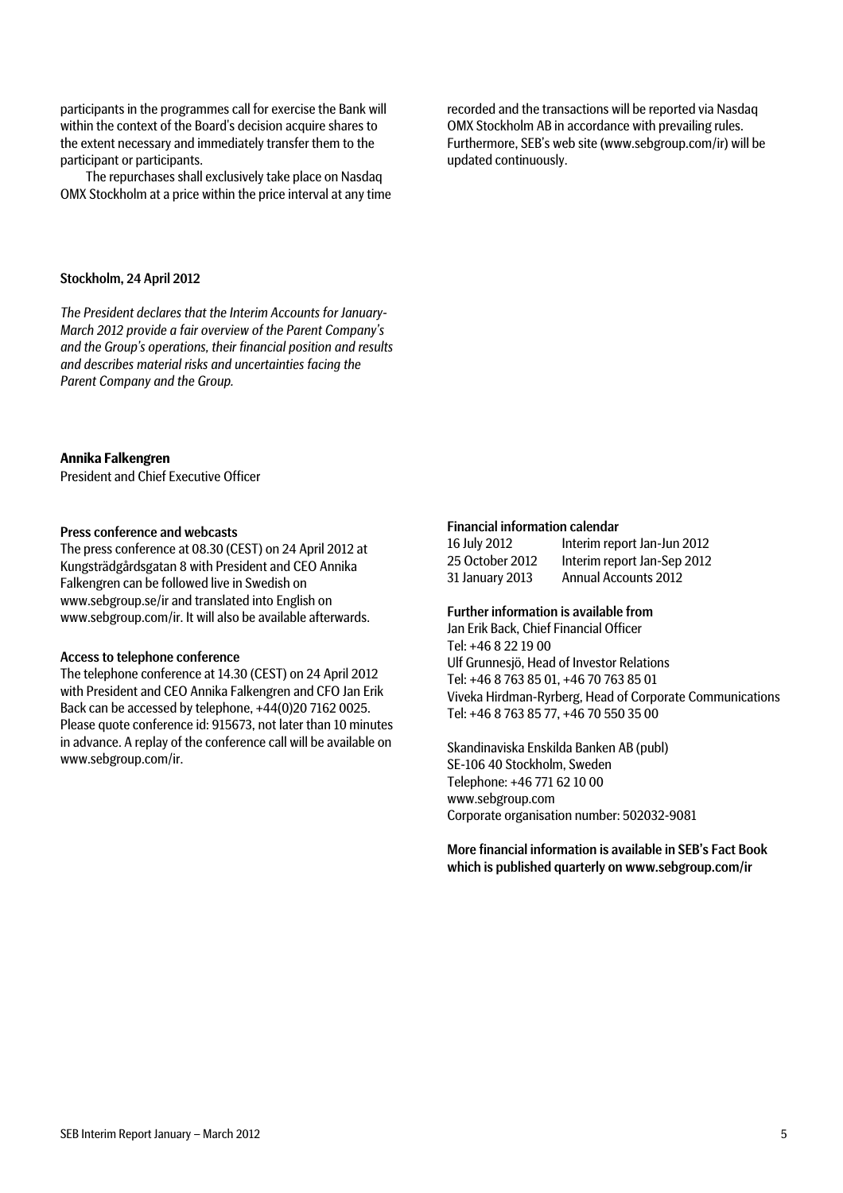participants in the programmes call for exercise the Bank will within the context of the Board's decision acquire shares to the extent necessary and immediately transfer them to the participant or participants.

The repurchases shall exclusively take place on Nasdaq OMX Stockholm at a price within the price interval at any time recorded and the transactions will be reported via Nasdaq OMX Stockholm AB in accordance with prevailing rules. Furthermore, SEB's web site (www.sebgroup.com/ir) will be updated continuously.

Stockholm, 24 April 2012

*The President declares that the Interim Accounts for January-March 2012 provide a fair overview of the Parent Company's and the Group's operations, their financial position and results and describes material risks and uncertainties facing the Parent Company and the Group.*

**Annika Falkengren**
President and Chief Executive Officer

### Press conference and webcasts

The press conference at 08.30 (CEST) on 24 April 2012 at Kungsträdgårdsgatan 8 with President and CEO Annika Falkengren can be followed live in Swedish on www.sebgroup.se/ir and translated into English on www.sebgroup.com/ir. It will also be available afterwards.

### Access to telephone conference

The telephone conference at 14.30 (CEST) on 24 April 2012 with President and CEO Annika Falkengren and CFO Jan Erik Back can be accessed by telephone, +44(0)20 7162 0025. Please quote conference id: 915673, not later than 10 minutes in advance. A replay of the conference call will be available on www.sebgroup.com/ir.

### Financial information calendar

| | |
|---|---|
| 16 July 2012 | Interim report Jan-Jun 2012 |
| 25 October 2012 | Interim report Jan-Sep 2012 |
| 31 January 2013 | Annual Accounts 2012 |

### Further information is available from

Jan Erik Back, Chief Financial Officer
Tel: +46 8 22 19 00
Ulf Grunnesjö, Head of Investor Relations
Tel: +46 8 763 85 01, +46 70 763 85 01
Viveka Hirdman-Ryrberg, Head of Corporate Communications
Tel: +46 8 763 85 77, +46 70 550 35 00

Skandinaviska Enskilda Banken AB (publ)
SE-106 40 Stockholm, Sweden
Telephone: +46 771 62 10 00
www.sebgroup.com
Corporate organisation number: 502032-9081

More financial information is available in SEB's Fact Book which is published quarterly on www.sebgroup.com/ir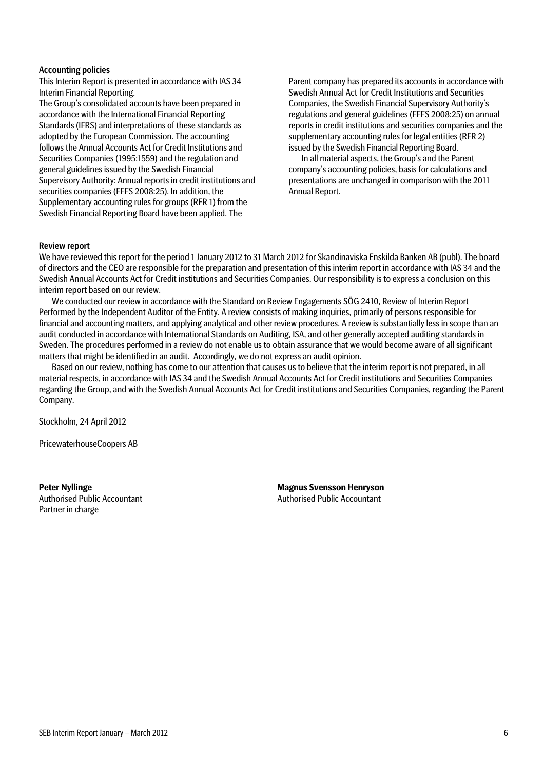### Accounting policies

This Interim Report is presented in accordance with IAS 34 Interim Financial Reporting.

The Group's consolidated accounts have been prepared in accordance with the International Financial Reporting Standards (IFRS) and interpretations of these standards as adopted by the European Commission. The accounting follows the Annual Accounts Act for Credit Institutions and Securities Companies (1995:1559) and the regulation and general guidelines issued by the Swedish Financial Supervisory Authority: Annual reports in credit institutions and securities companies (FFFS 2008:25). In addition, the Supplementary accounting rules for groups (RFR 1) from the Swedish Financial Reporting Board have been applied. The Parent company has prepared its accounts in accordance with Swedish Annual Act for Credit Institutions and Securities Companies, the Swedish Financial Supervisory Authority's regulations and general guidelines (FFFS 2008:25) on annual reports in credit institutions and securities companies and the supplementary accounting rules for legal entities (RFR 2) issued by the Swedish Financial Reporting Board.

In all material aspects, the Group's and the Parent company's accounting policies, basis for calculations and presentations are unchanged in comparison with the 2011 Annual Report.

### Review report

We have reviewed this report for the period 1 January 2012 to 31 March 2012 for Skandinaviska Enskilda Banken AB (publ). The board of directors and the CEO are responsible for the preparation and presentation of this interim report in accordance with IAS 34 and the Swedish Annual Accounts Act for Credit institutions and Securities Companies. Our responsibility is to express a conclusion on this interim report based on our review.

We conducted our review in accordance with the Standard on Review Engagements SÖG 2410, Review of Interim Report Performed by the Independent Auditor of the Entity. A review consists of making inquiries, primarily of persons responsible for financial and accounting matters, and applying analytical and other review procedures. A review is substantially less in scope than an audit conducted in accordance with International Standards on Auditing, ISA, and other generally accepted auditing standards in Sweden. The procedures performed in a review do not enable us to obtain assurance that we would become aware of all significant matters that might be identified in an audit. Accordingly, we do not express an audit opinion.

Based on our review, nothing has come to our attention that causes us to believe that the interim report is not prepared, in all material respects, in accordance with IAS 34 and the Swedish Annual Accounts Act for Credit institutions and Securities Companies regarding the Group, and with the Swedish Annual Accounts Act for Credit institutions and Securities Companies, regarding the Parent Company.

Stockholm, 24 April 2012

PricewaterhouseCoopers AB

**Peter Nyllinge**
Authorised Public Accountant
Partner in charge

**Magnus Svensson Henryson**
Authorised Public Accountant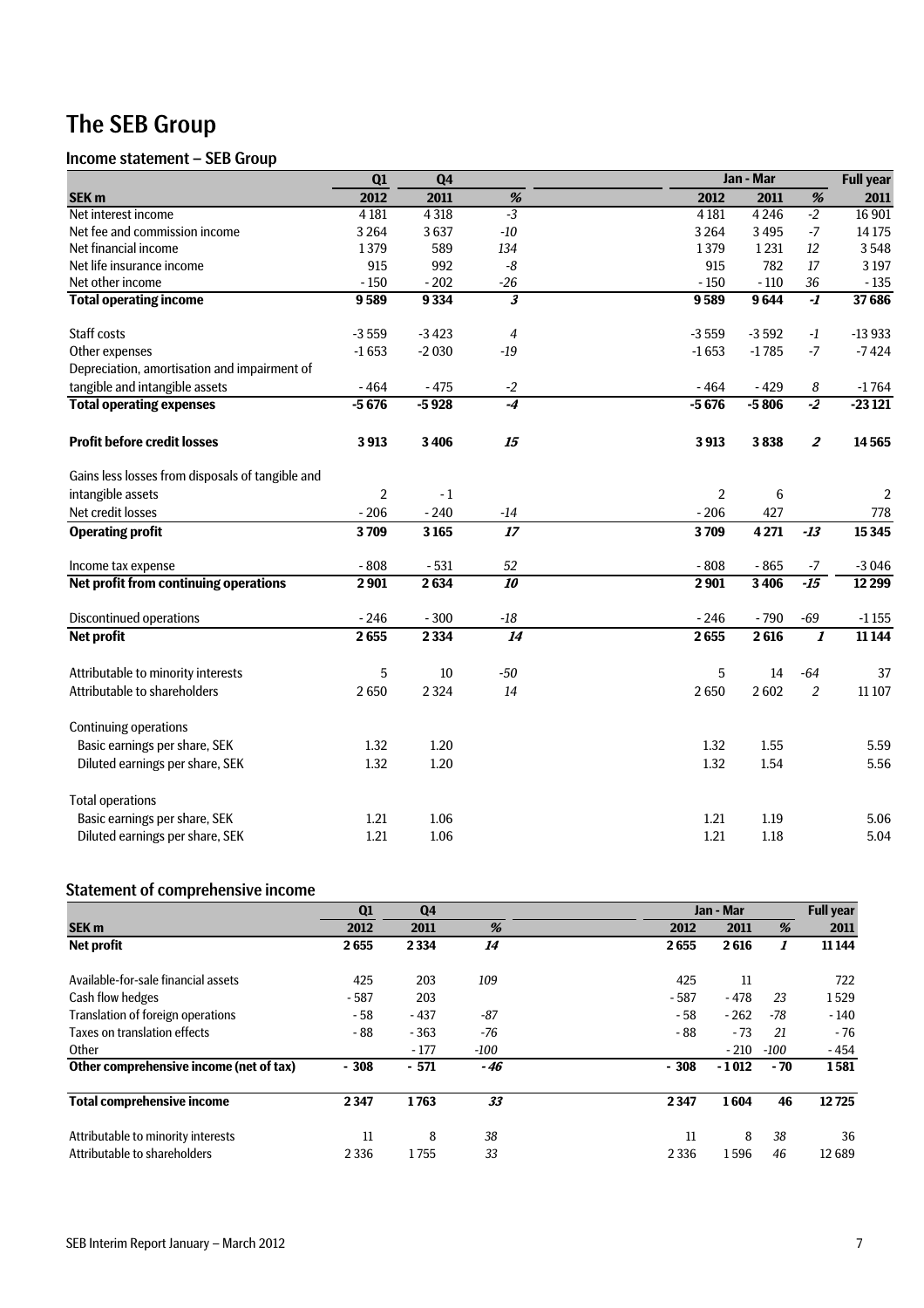# The SEB Group

## Income statement – SEB Group

| | Q1 | Q4 | | Jan - Mar | | | Full year |
|---|---|---|---|---|---|---|---|
| **SEK m** | **2012** | **2011** | **%** | **2012** | **2011** | **%** | **2011** |
| Net interest income | 4 181 | 4 318 | -3 | 4 181 | 4 246 | -2 | 16 901 |
| Net fee and commission income | 3 264 | 3 637 | -10 | 3 264 | 3 495 | -7 | 14 175 |
| Net financial income | 1 379 | 589 | 134 | 1 379 | 1 231 | 12 | 3 548 |
| Net life insurance income | 915 | 992 | -8 | 915 | 782 | 17 | 3 197 |
| Net other income | - 150 | - 202 | -26 | - 150 | - 110 | 36 | - 135 |
| **Total operating income** | **9 589** | **9 334** | **3** | **9 589** | **9 644** | **-1** | **37 686** |
| Staff costs | -3 559 | -3 423 | 4 | -3 559 | -3 592 | -1 | -13 933 |
| Other expenses | -1 653 | -2 030 | -19 | -1 653 | -1 785 | -7 | -7 424 |
| Depreciation, amortisation and impairment of tangible and intangible assets | - 464 | - 475 | -2 | - 464 | - 429 | 8 | -1 764 |
| **Total operating expenses** | **-5 676** | **-5 928** | **-4** | **-5 676** | **-5 806** | **-2** | **-23 121** |
| **Profit before credit losses** | **3 913** | **3 406** | **15** | **3 913** | **3 838** | **2** | **14 565** |
| Gains less losses from disposals of tangible and intangible assets | 2 | - 1 | | 2 | 6 | | 2 |
| Net credit losses | - 206 | - 240 | -14 | - 206 | 427 | | 778 |
| **Operating profit** | **3 709** | **3 165** | **17** | **3 709** | **4 271** | **-13** | **15 345** |
| Income tax expense | - 808 | - 531 | 52 | - 808 | - 865 | -7 | -3 046 |
| **Net profit from continuing operations** | **2 901** | **2 634** | **10** | **2 901** | **3 406** | **-15** | **12 299** |
| Discontinued operations | - 246 | - 300 | -18 | - 246 | - 790 | -69 | -1 155 |
| **Net profit** | **2 655** | **2 334** | **14** | **2 655** | **2 616** | **1** | **11 144** |
| Attributable to minority interests | 5 | 10 | -50 | 5 | 14 | -64 | 37 |
| Attributable to shareholders | 2 650 | 2 324 | 14 | 2 650 | 2 602 | 2 | 11 107 |
| Continuing operations | | | | | | | |
| Basic earnings per share, SEK | 1.32 | 1.20 | | 1.32 | 1.55 | | 5.59 |
| Diluted earnings per share, SEK | 1.32 | 1.20 | | 1.32 | 1.54 | | 5.56 |
| Total operations | | | | | | | |
| Basic earnings per share, SEK | 1.21 | 1.06 | | 1.21 | 1.19 | | 5.06 |
| Diluted earnings per share, SEK | 1.21 | 1.06 | | 1.21 | 1.18 | | 5.04 |

## Statement of comprehensive income

| | Q1 | Q4 | | Jan - Mar | | | Full year |
|---|---|---|---|---|---|---|---|
| **SEK m** | **2012** | **2011** | **%** | **2012** | **2011** | **%** | **2011** |
| **Net profit** | **2 655** | **2 334** | **14** | **2 655** | **2 616** | **1** | **11 144** |
| Available-for-sale financial assets | 425 | 203 | 109 | 425 | 11 | | 722 |
| Cash flow hedges | - 587 | 203 | | - 587 | - 478 | 23 | 1 529 |
| Translation of foreign operations | - 58 | - 437 | -87 | - 58 | - 262 | -78 | - 140 |
| Taxes on translation effects | - 88 | - 363 | -76 | - 88 | - 73 | 21 | - 76 |
| Other | | - 177 | -100 | | - 210 | -100 | - 454 |
| **Other comprehensive income (net of tax)** | **- 308** | **- 571** | **- 46** | **- 308** | **- 1 012** | **- 70** | **1 581** |
| **Total comprehensive income** | **2 347** | **1 763** | **33** | **2 347** | **1 604** | **46** | **12 725** |
| Attributable to minority interests | 11 | 8 | 38 | 11 | 8 | 38 | 36 |
| Attributable to shareholders | 2 336 | 1 755 | 33 | 2 336 | 1 596 | 46 | 12 689 |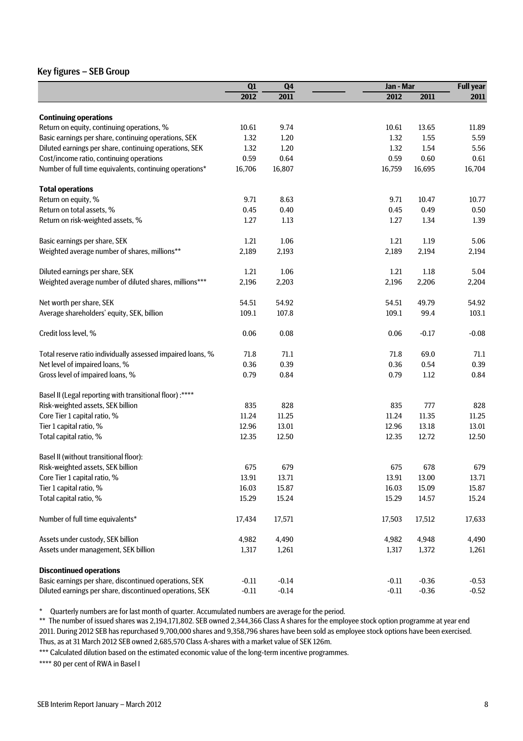## Key figures – SEB Group

| | Q1 | Q4 | Jan - Mar | | Full year |
|---|---|---|---|---|---|
| | 2012 | 2011 | 2012 | 2011 | 2011 |
| **Continuing operations** | | | | | |
| Return on equity, continuing operations, % | 10.61 | 9.74 | 10.61 | 13.65 | 11.89 |
| Basic earnings per share, continuing operations, SEK | 1.32 | 1.20 | 1.32 | 1.55 | 5.59 |
| Diluted earnings per share, continuing operations, SEK | 1.32 | 1.20 | 1.32 | 1.54 | 5.56 |
| Cost/income ratio, continuing operations | 0.59 | 0.64 | 0.59 | 0.60 | 0.61 |
| Number of full time equivalents, continuing operations* | 16,706 | 16,807 | 16,759 | 16,695 | 16,704 |
| **Total operations** | | | | | |
| Return on equity, % | 9.71 | 8.63 | 9.71 | 10.47 | 10.77 |
| Return on total assets, % | 0.45 | 0.40 | 0.45 | 0.49 | 0.50 |
| Return on risk-weighted assets, % | 1.27 | 1.13 | 1.27 | 1.34 | 1.39 |
| Basic earnings per share, SEK | 1.21 | 1.06 | 1.21 | 1.19 | 5.06 |
| Weighted average number of shares, millions** | 2,189 | 2,193 | 2,189 | 2,194 | 2,194 |
| Diluted earnings per share, SEK | 1.21 | 1.06 | 1.21 | 1.18 | 5.04 |
| Weighted average number of diluted shares, millions*** | 2,196 | 2,203 | 2,196 | 2,206 | 2,204 |
| Net worth per share, SEK | 54.51 | 54.92 | 54.51 | 49.79 | 54.92 |
| Average shareholders' equity, SEK, billion | 109.1 | 107.8 | 109.1 | 99.4 | 103.1 |
| Credit loss level, % | 0.06 | 0.08 | 0.06 | -0.17 | -0.08 |
| Total reserve ratio individually assessed impaired loans, % | 71.8 | 71.1 | 71.8 | 69.0 | 71.1 |
| Net level of impaired loans, % | 0.36 | 0.39 | 0.36 | 0.54 | 0.39 |
| Gross level of impaired loans, % | 0.79 | 0.84 | 0.79 | 1.12 | 0.84 |
| Basel II (Legal reporting with transitional floor) :**** | | | | | |
| Risk-weighted assets, SEK billion | 835 | 828 | 835 | 777 | 828 |
| Core Tier 1 capital ratio, % | 11.24 | 11.25 | 11.24 | 11.35 | 11.25 |
| Tier 1 capital ratio, % | 12.96 | 13.01 | 12.96 | 13.18 | 13.01 |
| Total capital ratio, % | 12.35 | 12.50 | 12.35 | 12.72 | 12.50 |
| Basel II (without transitional floor): | | | | | |
| Risk-weighted assets, SEK billion | 675 | 679 | 675 | 678 | 679 |
| Core Tier 1 capital ratio, % | 13.91 | 13.71 | 13.91 | 13.00 | 13.71 |
| Tier 1 capital ratio, % | 16.03 | 15.87 | 16.03 | 15.09 | 15.87 |
| Total capital ratio, % | 15.29 | 15.24 | 15.29 | 14.57 | 15.24 |
| Number of full time equivalents* | 17,434 | 17,571 | 17,503 | 17,512 | 17,633 |
| Assets under custody, SEK billion | 4,982 | 4,490 | 4,982 | 4,948 | 4,490 |
| Assets under management, SEK billion | 1,317 | 1,261 | 1,317 | 1,372 | 1,261 |
| **Discontinued operations** | | | | | |
| Basic earnings per share, discontinued operations, SEK | -0.11 | -0.14 | -0.11 | -0.36 | -0.53 |
| Diluted earnings per share, discontinued operations, SEK | -0.11 | -0.14 | -0.11 | -0.36 | -0.52 |

\* Quarterly numbers are for last month of quarter. Accumulated numbers are average for the period.

** The number of issued shares was 2,194,171,802. SEB owned 2,344,366 Class A shares for the employee stock option programme at year end 2011. During 2012 SEB has repurchased 9,700,000 shares and 9,358,796 shares have been sold as employee stock options have been exercised. Thus, as at 31 March 2012 SEB owned 2,685,570 Class A-shares with a market value of SEK 126m.

*** Calculated dilution based on the estimated economic value of the long-term incentive programmes.

**** 80 per cent of RWA in Basel I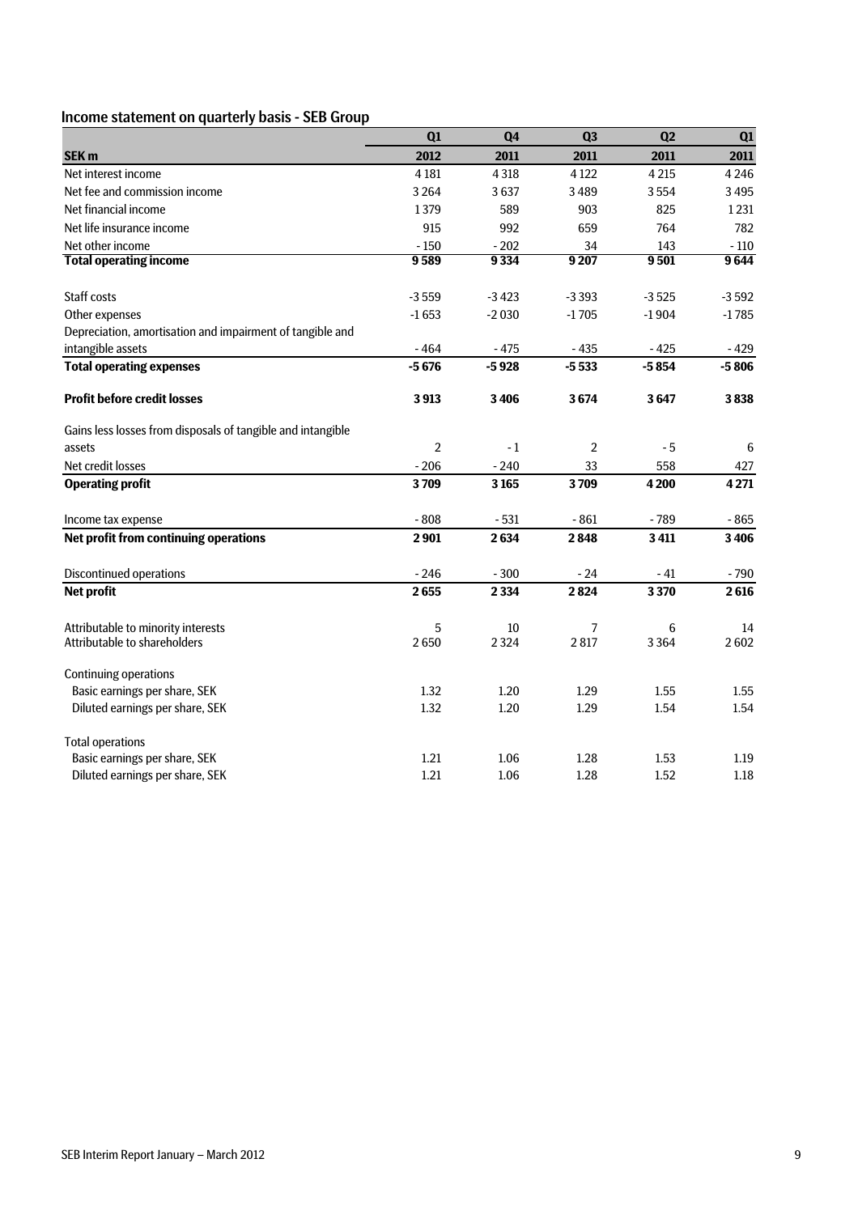## Income statement on quarterly basis - SEB Group

| | Q1 | Q4 | Q3 | Q2 | Q1 |
|---|---|---|---|---|---|
| **SEK m** | **2012** | **2011** | **2011** | **2011** | **2011** |
| Net interest income | 4 181 | 4 318 | 4 122 | 4 215 | 4 246 |
| Net fee and commission income | 3 264 | 3 637 | 3 489 | 3 554 | 3 495 |
| Net financial income | 1 379 | 589 | 903 | 825 | 1 231 |
| Net life insurance income | 915 | 992 | 659 | 764 | 782 |
| Net other income | - 150 | - 202 | 34 | 143 | - 110 |
| **Total operating income** | **9 589** | **9 334** | **9 207** | **9 501** | **9 644** |
| | | | | | |
| Staff costs | -3 559 | -3 423 | -3 393 | -3 525 | -3 592 |
| Other expenses | -1 653 | -2 030 | -1 705 | -1 904 | -1 785 |
| Depreciation, amortisation and impairment of tangible and intangible assets | - 464 | - 475 | - 435 | - 425 | - 429 |
| **Total operating expenses** | **-5 676** | **-5 928** | **-5 533** | **-5 854** | **-5 806** |
| | | | | | |
| **Profit before credit losses** | **3 913** | **3 406** | **3 674** | **3 647** | **3 838** |
| | | | | | |
| Gains less losses from disposals of tangible and intangible assets | 2 | - 1 | 2 | - 5 | 6 |
| Net credit losses | - 206 | - 240 | 33 | 558 | 427 |
| **Operating profit** | **3 709** | **3 165** | **3 709** | **4 200** | **4 271** |
| | | | | | |
| Income tax expense | - 808 | - 531 | - 861 | - 789 | - 865 |
| **Net profit from continuing operations** | **2 901** | **2 634** | **2 848** | **3 411** | **3 406** |
| | | | | | |
| Discontinued operations | - 246 | - 300 | - 24 | - 41 | - 790 |
| **Net profit** | **2 655** | **2 334** | **2 824** | **3 370** | **2 616** |
| | | | | | |
| Attributable to minority interests | 5 | 10 | 7 | 6 | 14 |
| Attributable to shareholders | 2 650 | 2 324 | 2 817 | 3 364 | 2 602 |
| | | | | | |
| Continuing operations | | | | | |
| Basic earnings per share, SEK | 1.32 | 1.20 | 1.29 | 1.55 | 1.55 |
| Diluted earnings per share, SEK | 1.32 | 1.20 | 1.29 | 1.54 | 1.54 |
| | | | | | |
| Total operations | | | | | |
| Basic earnings per share, SEK | 1.21 | 1.06 | 1.28 | 1.53 | 1.19 |
| Diluted earnings per share, SEK | 1.21 | 1.06 | 1.28 | 1.52 | 1.18 |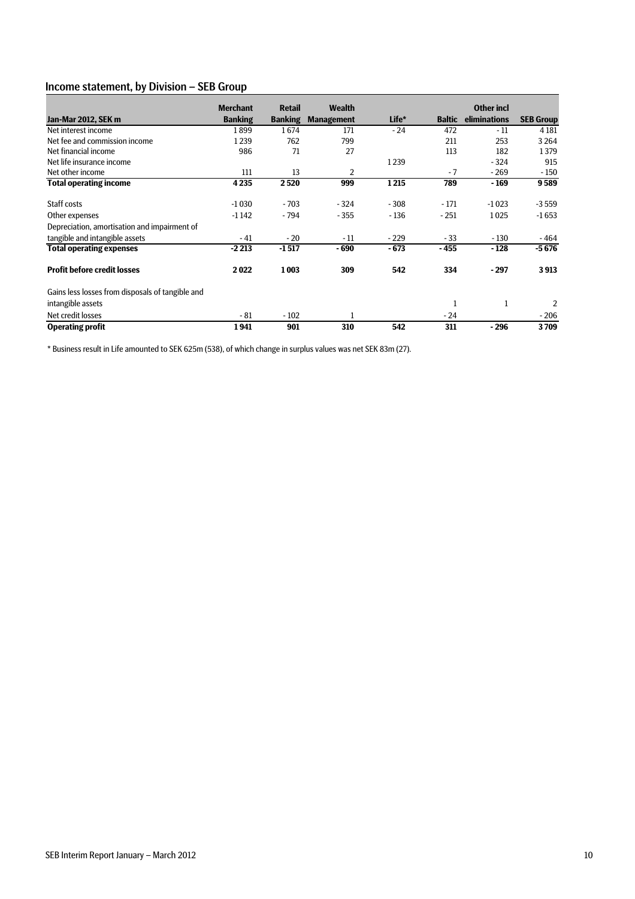## Income statement, by Division – SEB Group

| Jan-Mar 2012, SEK m | Merchant Banking | Retail Banking | Wealth Management | Life* | Baltic | Other incl eliminations | SEB Group |
|---|---|---|---|---|---|---|---|
| Net interest income | 1 899 | 1 674 | 171 | - 24 | 472 | - 11 | 4 181 |
| Net fee and commission income | 1 239 | 762 | 799 | | 211 | 253 | 3 264 |
| Net financial income | 986 | 71 | 27 | | 113 | 182 | 1 379 |
| Net life insurance income | | | | 1 239 | | - 324 | 915 |
| Net other income | 111 | 13 | 2 | | - 7 | - 269 | - 150 |
| **Total operating income** | **4 235** | **2 520** | **999** | **1 215** | **789** | **- 169** | **9 589** |
| Staff costs | -1 030 | - 703 | - 324 | - 308 | - 171 | -1 023 | -3 559 |
| Other expenses | -1 142 | - 794 | - 355 | - 136 | - 251 | 1 025 | -1 653 |
| Depreciation, amortisation and impairment of tangible and intangible assets | - 41 | - 20 | - 11 | - 229 | - 33 | - 130 | - 464 |
| **Total operating expenses** | **-2 213** | **-1 517** | **- 690** | **- 673** | **- 455** | **- 128** | **-5 676** |
| **Profit before credit losses** | **2 022** | **1 003** | **309** | **542** | **334** | **- 297** | **3 913** |
| Gains less losses from disposals of tangible and intangible assets | | | | | 1 | 1 | 2 |
| Net credit losses | - 81 | - 102 | 1 | | - 24 | | - 206 |
| **Operating profit** | **1 941** | **901** | **310** | **542** | **311** | **- 296** | **3 709** |

\* Business result in Life amounted to SEK 625m (538), of which change in surplus values was net SEK 83m (27).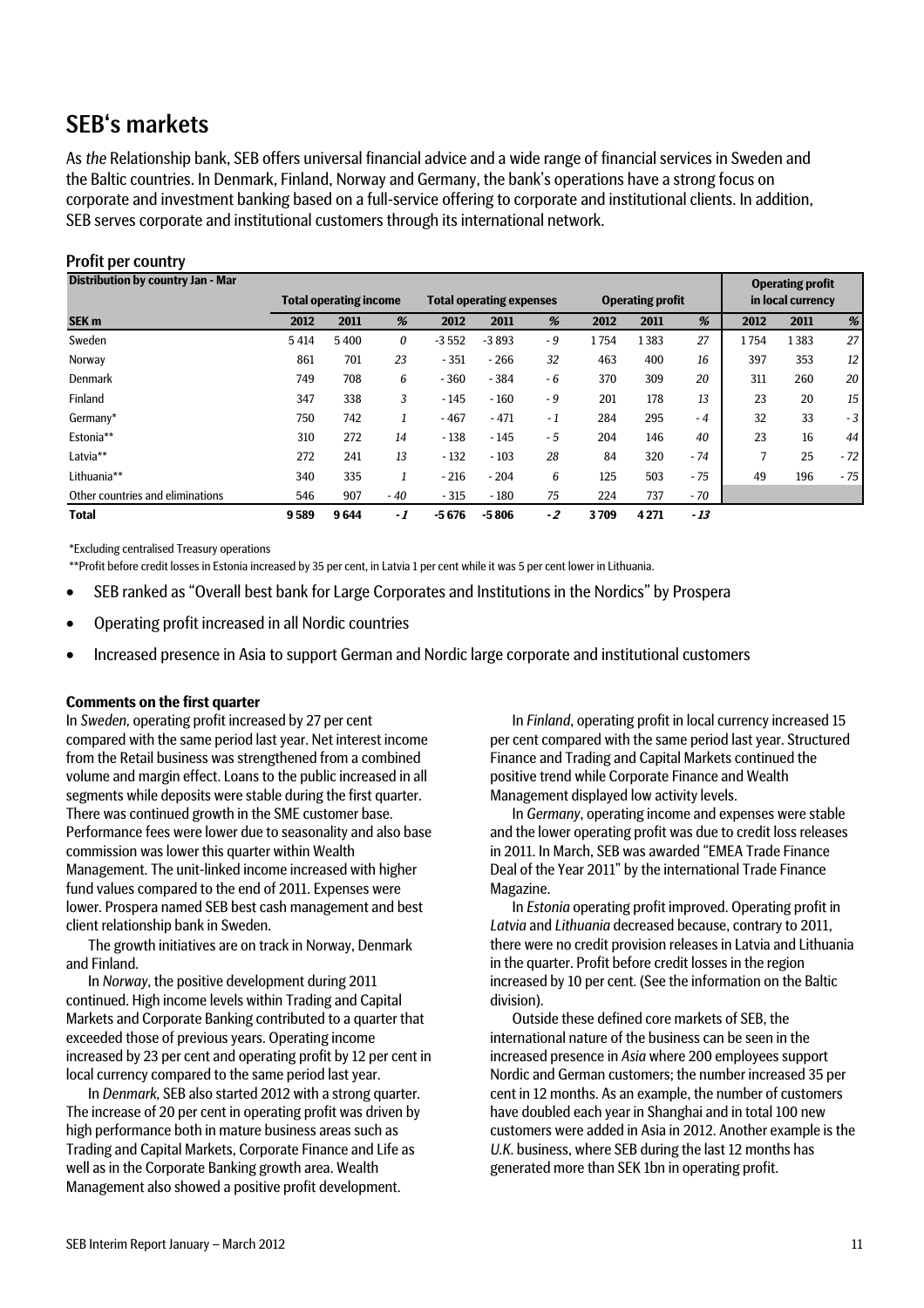# SEB's markets

As *the* Relationship bank, SEB offers universal financial advice and a wide range of financial services in Sweden and the Baltic countries. In Denmark, Finland, Norway and Germany, the bank's operations have a strong focus on corporate and investment banking based on a full-service offering to corporate and institutional clients. In addition, SEB serves corporate and institutional customers through its international network.

## Profit per country

| Distribution by country Jan - Mar | Total operating income | | | Total operating expenses | | | Operating profit | | | Operating profit in local currency | | |
|---|---|---|---|---|---|---|---|---|---|---|---|---|
| **SEK m** | **2012** | **2011** | **%** | **2012** | **2011** | **%** | **2012** | **2011** | **%** | **2012** | **2011** | **%** |
| Sweden | 5 414 | 5 400 | *0* | -3 552 | -3 893 | *- 9* | 1 754 | 1 383 | *27* | 1 754 | 1 383 | *27* |
| Norway | 861 | 701 | *23* | - 351 | - 266 | *32* | 463 | 400 | *16* | 397 | 353 | *12* |
| Denmark | 749 | 708 | *6* | - 360 | - 384 | *- 6* | 370 | 309 | *20* | 311 | 260 | *20* |
| Finland | 347 | 338 | *3* | - 145 | - 160 | *- 9* | 201 | 178 | *13* | 23 | 20 | *15* |
| Germany* | 750 | 742 | *1* | - 467 | - 471 | *- 1* | 284 | 295 | *- 4* | 32 | 33 | *- 3* |
| Estonia** | 310 | 272 | *14* | - 138 | - 145 | *- 5* | 204 | 146 | *40* | 23 | 16 | *44* |
| Latvia** | 272 | 241 | *13* | - 132 | - 103 | *28* | 84 | 320 | *- 74* | 7 | 25 | *- 72* |
| Lithuania** | 340 | 335 | *1* | - 216 | - 204 | *6* | 125 | 503 | *- 75* | 49 | 196 | *- 75* |
| Other countries and eliminations | 546 | 907 | *- 40* | - 315 | - 180 | *75* | 224 | 737 | *- 70* | | | |
| **Total** | **9 589** | **9 644** | ***- 1*** | **-5 676** | **-5 806** | ***- 2*** | **3 709** | **4 271** | ***- 13*** | | | |

*Excluding centralised Treasury operations

**Profit before credit losses in Estonia increased by 35 per cent, in Latvia 1 per cent while it was 5 per cent lower in Lithuania.

- SEB ranked as "Overall best bank for Large Corporates and Institutions in the Nordics" by Prospera
- Operating profit increased in all Nordic countries
- Increased presence in Asia to support German and Nordic large corporate and institutional customers

**Comments on the first quarter**

In *Sweden*, operating profit increased by 27 per cent compared with the same period last year. Net interest income from the Retail business was strengthened from a combined volume and margin effect. Loans to the public increased in all segments while deposits were stable during the first quarter. There was continued growth in the SME customer base. Performance fees were lower due to seasonality and also base commission was lower this quarter within Wealth Management. The unit-linked income increased with higher fund values compared to the end of 2011. Expenses were lower. Prospera named SEB best cash management and best client relationship bank in Sweden.

The growth initiatives are on track in Norway, Denmark and Finland.

In *Norway*, the positive development during 2011 continued. High income levels within Trading and Capital Markets and Corporate Banking contributed to a quarter that exceeded those of previous years. Operating income increased by 23 per cent and operating profit by 12 per cent in local currency compared to the same period last year.

In *Denmark*, SEB also started 2012 with a strong quarter. The increase of 20 per cent in operating profit was driven by high performance both in mature business areas such as Trading and Capital Markets, Corporate Finance and Life as well as in the Corporate Banking growth area. Wealth Management also showed a positive profit development.

In *Finland*, operating profit in local currency increased 15 per cent compared with the same period last year. Structured Finance and Trading and Capital Markets continued the positive trend while Corporate Finance and Wealth Management displayed low activity levels.

In *Germany*, operating income and expenses were stable and the lower operating profit was due to credit loss releases in 2011. In March, SEB was awarded "EMEA Trade Finance Deal of the Year 2011" by the international Trade Finance Magazine.

In *Estonia* operating profit improved. Operating profit in *Latvia* and *Lithuania* decreased because, contrary to 2011, there were no credit provision releases in Latvia and Lithuania in the quarter. Profit before credit losses in the region increased by 10 per cent. (See the information on the Baltic division).

Outside these defined core markets of SEB, the international nature of the business can be seen in the increased presence in *Asia* where 200 employees support Nordic and German customers; the number increased 35 per cent in 12 months. As an example, the number of customers have doubled each year in Shanghai and in total 100 new customers were added in Asia in 2012. Another example is the *U.K.* business, where SEB during the last 12 months has generated more than SEK 1bn in operating profit.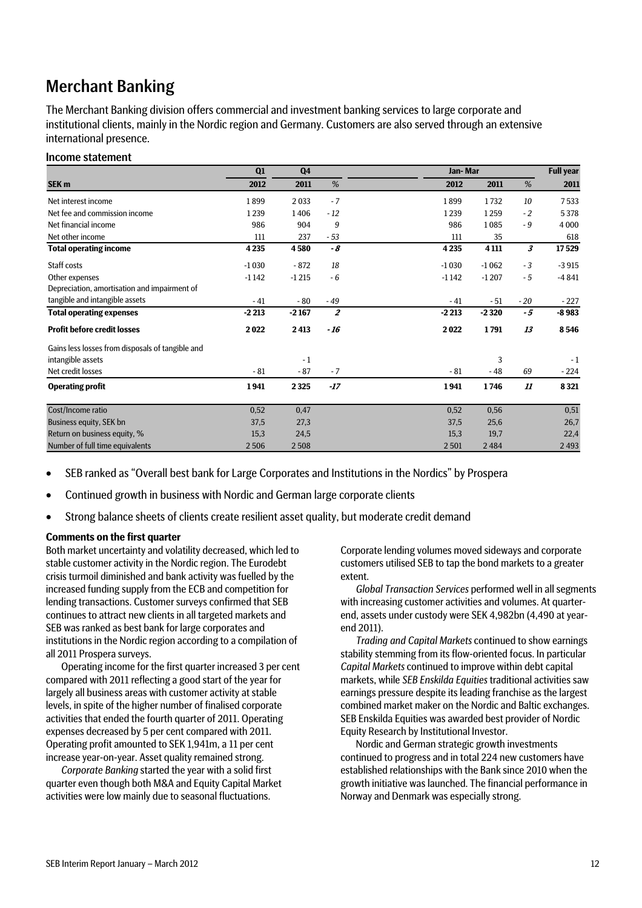# Merchant Banking

The Merchant Banking division offers commercial and investment banking services to large corporate and institutional clients, mainly in the Nordic region and Germany. Customers are also served through an extensive international presence.

## Income statement

| SEK m | Q1 2012 | Q4 2011 | % | Jan-Mar 2012 | Jan-Mar 2011 | % | Full year 2011 |
|---|---|---|---|---|---|---|---|
| Net interest income | 1 899 | 2 033 | *-7* | 1 899 | 1 732 | *10* | 7 533 |
| Net fee and commission income | 1 239 | 1 406 | *-12* | 1 239 | 1 259 | *-2* | 5 378 |
| Net financial income | 986 | 904 | *9* | 986 | 1 085 | *-9* | 4 000 |
| Net other income | 111 | 237 | *-53* | 111 | 35 | | 618 |
| **Total operating income** | **4 235** | **4 580** | ***-8*** | **4 235** | **4 111** | ***3*** | **17 529** |
| Staff costs | -1 030 | - 872 | *18* | -1 030 | -1 062 | *-3* | -3 915 |
| Other expenses | -1 142 | -1 215 | *-6* | -1 142 | -1 207 | *-5* | -4 841 |
| Depreciation, amortisation and impairment of tangible and intangible assets | - 41 | - 80 | *-49* | - 41 | - 51 | *-20* | - 227 |
| **Total operating expenses** | **-2 213** | **-2 167** | ***2*** | **-2 213** | **-2 320** | ***-5*** | **-8 983** |
| **Profit before credit losses** | **2 022** | **2 413** | ***-16*** | **2 022** | **1 791** | ***13*** | **8 546** |
| Gains less losses from disposals of tangible and intangible assets | | - 1 | | | 3 | | - 1 |
| Net credit losses | - 81 | - 87 | *-7* | - 81 | - 48 | *69* | - 224 |
| **Operating profit** | **1 941** | **2 325** | ***-17*** | **1 941** | **1 746** | ***11*** | **8 321** |
| Cost/Income ratio | 0,52 | 0,47 | | 0,52 | 0,56 | | 0,51 |
| Business equity, SEK bn | 37,5 | 27,3 | | 37,5 | 25,6 | | 26,7 |
| Return on business equity, % | 15,3 | 24,5 | | 15,3 | 19,7 | | 22,4 |
| Number of full time equivalents | 2 506 | 2 508 | | 2 501 | 2 484 | | 2 493 |

- SEB ranked as "Overall best bank for Large Corporates and Institutions in the Nordics" by Prospera
- Continued growth in business with Nordic and German large corporate clients
- Strong balance sheets of clients create resilient asset quality, but moderate credit demand

**Comments on the first quarter**

Both market uncertainty and volatility decreased, which led to stable customer activity in the Nordic region. The Eurodebt crisis turmoil diminished and bank activity was fuelled by the increased funding supply from the ECB and competition for lending transactions. Customer surveys confirmed that SEB continues to attract new clients in all targeted markets and SEB was ranked as best bank for large corporates and institutions in the Nordic region according to a compilation of all 2011 Prospera surveys.

Operating income for the first quarter increased 3 per cent compared with 2011 reflecting a good start of the year for largely all business areas with customer activity at stable levels, in spite of the higher number of finalised corporate activities that ended the fourth quarter of 2011. Operating expenses decreased by 5 per cent compared with 2011. Operating profit amounted to SEK 1,941m, a 11 per cent increase year-on-year. Asset quality remained strong.

*Corporate Banking* started the year with a solid first quarter even though both M&A and Equity Capital Market activities were low mainly due to seasonal fluctuations. Corporate lending volumes moved sideways and corporate customers utilised SEB to tap the bond markets to a greater extent.

*Global Transaction Services* performed well in all segments with increasing customer activities and volumes. At quarter-end, assets under custody were SEK 4,982bn (4,490 at year-end 2011).

*Trading and Capital Markets* continued to show earnings stability stemming from its flow-oriented focus. In particular *Capital Markets* continued to improve within debt capital markets, while *SEB Enskilda Equities* traditional activities saw earnings pressure despite its leading franchise as the largest combined market maker on the Nordic and Baltic exchanges. SEB Enskilda Equities was awarded best provider of Nordic Equity Research by Institutional Investor.

Nordic and German strategic growth investments continued to progress and in total 224 new customers have established relationships with the Bank since 2010 when the growth initiative was launched. The financial performance in Norway and Denmark was especially strong.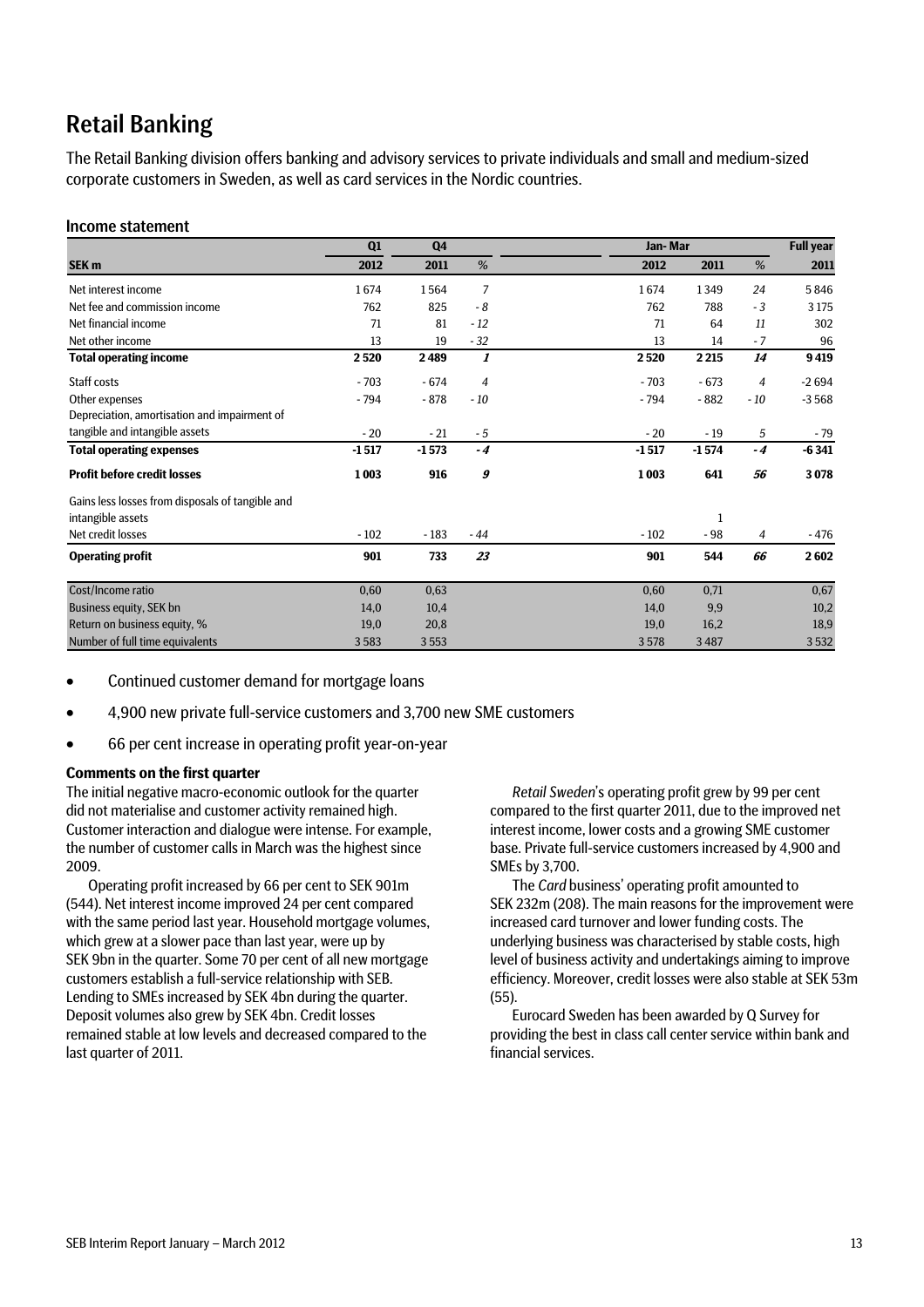# Retail Banking

The Retail Banking division offers banking and advisory services to private individuals and small and medium-sized corporate customers in Sweden, as well as card services in the Nordic countries.

## Income statement

| SEK m | Q1 2012 | Q4 2011 | % | Jan-Mar 2012 | Jan-Mar 2011 | % | Full year 2011 |
|---|---|---|---|---|---|---|---|
| Net interest income | 1 674 | 1 564 | *7* | 1 674 | 1 349 | *24* | 5 846 |
| Net fee and commission income | 762 | 825 | *-8* | 762 | 788 | *-3* | 3 175 |
| Net financial income | 71 | 81 | *-12* | 71 | 64 | *11* | 302 |
| Net other income | 13 | 19 | *-32* | 13 | 14 | *-7* | 96 |
| **Total operating income** | **2 520** | **2 489** | ***1*** | **2 520** | **2 215** | ***14*** | **9 419** |
| Staff costs | -703 | -674 | *4* | -703 | -673 | *4* | -2 694 |
| Other expenses | -794 | -878 | *-10* | -794 | -882 | *-10* | -3 568 |
| Depreciation, amortisation and impairment of tangible and intangible assets | -20 | -21 | *-5* | -20 | -19 | *5* | -79 |
| **Total operating expenses** | **-1 517** | **-1 573** | ***-4*** | **-1 517** | **-1 574** | ***-4*** | **-6 341** |
| **Profit before credit losses** | **1 003** | **916** | ***9*** | **1 003** | **641** | ***56*** | **3 078** |
| Gains less losses from disposals of tangible and intangible assets | | | | | 1 | | |
| Net credit losses | -102 | -183 | *-44* | -102 | -98 | *4* | -476 |
| **Operating profit** | **901** | **733** | ***23*** | **901** | **544** | ***66*** | **2 602** |
| Cost/Income ratio | 0,60 | 0,63 | | 0,60 | 0,71 | | 0,67 |
| Business equity, SEK bn | 14,0 | 10,4 | | 14,0 | 9,9 | | 10,2 |
| Return on business equity, % | 19,0 | 20,8 | | 19,0 | 16,2 | | 18,9 |
| Number of full time equivalents | 3 583 | 3 553 | | 3 578 | 3 487 | | 3 532 |

- Continued customer demand for mortgage loans
- 4,900 new private full-service customers and 3,700 new SME customers
- 66 per cent increase in operating profit year-on-year

**Comments on the first quarter**

The initial negative macro-economic outlook for the quarter did not materialise and customer activity remained high. Customer interaction and dialogue were intense. For example, the number of customer calls in March was the highest since 2009.

Operating profit increased by 66 per cent to SEK 901m (544). Net interest income improved 24 per cent compared with the same period last year. Household mortgage volumes, which grew at a slower pace than last year, were up by SEK 9bn in the quarter. Some 70 per cent of all new mortgage customers establish a full-service relationship with SEB. Lending to SMEs increased by SEK 4bn during the quarter. Deposit volumes also grew by SEK 4bn. Credit losses remained stable at low levels and decreased compared to the last quarter of 2011.

*Retail Sweden*'s operating profit grew by 99 per cent compared to the first quarter 2011, due to the improved net interest income, lower costs and a growing SME customer base. Private full-service customers increased by 4,900 and SMEs by 3,700.

The *Card* business' operating profit amounted to SEK 232m (208). The main reasons for the improvement were increased card turnover and lower funding costs. The underlying business was characterised by stable costs, high level of business activity and undertakings aiming to improve efficiency. Moreover, credit losses were also stable at SEK 53m (55).

Eurocard Sweden has been awarded by Q Survey for providing the best in class call center service within bank and financial services.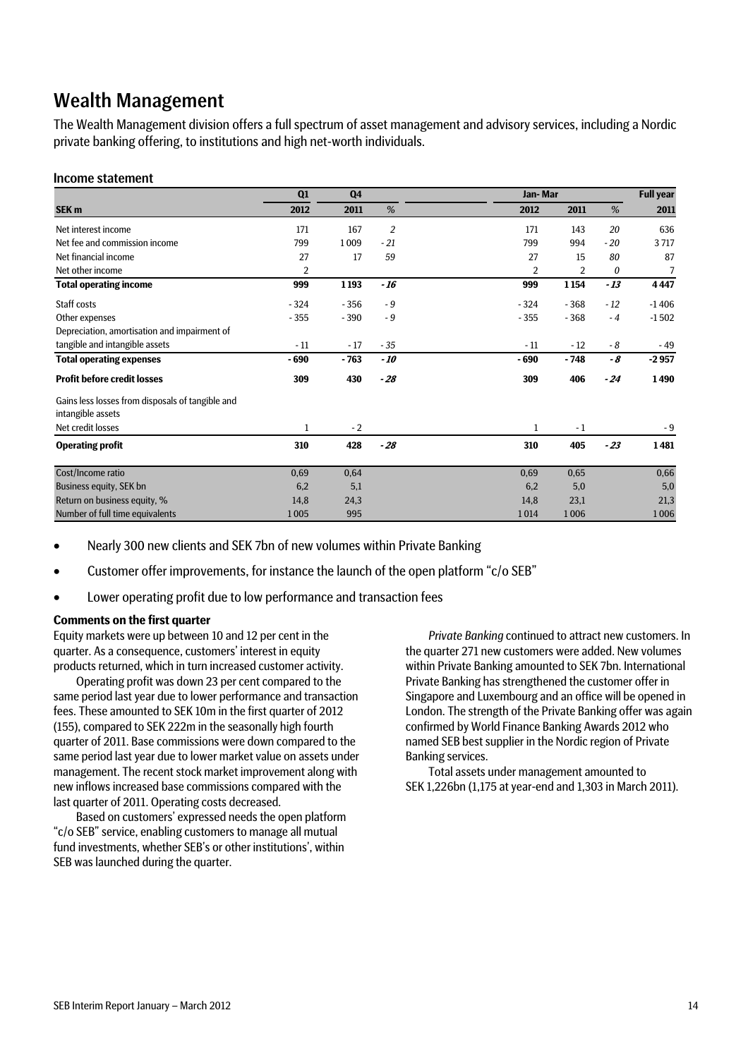# Wealth Management

The Wealth Management division offers a full spectrum of asset management and advisory services, including a Nordic private banking offering, to institutions and high net-worth individuals.

## Income statement

| SEK m | Q1 2012 | Q4 2011 | % | Jan-Mar 2012 | Jan-Mar 2011 | % | Full year 2011 |
|---|---|---|---|---|---|---|---|
| Net interest income | 171 | 167 | 2 | 171 | 143 | 20 | 636 |
| Net fee and commission income | 799 | 1 009 | -21 | 799 | 994 | -20 | 3 717 |
| Net financial income | 27 | 17 | 59 | 27 | 15 | 80 | 87 |
| Net other income | 2 | | | 2 | 2 | 0 | 7 |
| **Total operating income** | **999** | **1 193** | **-16** | **999** | **1 154** | **-13** | **4 447** |
| Staff costs | -324 | -356 | -9 | -324 | -368 | -12 | -1 406 |
| Other expenses | -355 | -390 | -9 | -355 | -368 | -4 | -1 502 |
| Depreciation, amortisation and impairment of tangible and intangible assets | -11 | -17 | -35 | -11 | -12 | -8 | -49 |
| **Total operating expenses** | **-690** | **-763** | **-10** | **-690** | **-748** | **-8** | **-2 957** |
| **Profit before credit losses** | **309** | **430** | **-28** | **309** | **406** | **-24** | **1 490** |
| Gains less losses from disposals of tangible and intangible assets | | | | | | | |
| Net credit losses | 1 | -2 | | 1 | -1 | | -9 |
| **Operating profit** | **310** | **428** | **-28** | **310** | **405** | **-23** | **1 481** |
| Cost/Income ratio | 0,69 | 0,64 | | 0,69 | 0,65 | | 0,66 |
| Business equity, SEK bn | 6,2 | 5,1 | | 6,2 | 5,0 | | 5,0 |
| Return on business equity, % | 14,8 | 24,3 | | 14,8 | 23,1 | | 21,3 |
| Number of full time equivalents | 1 005 | 995 | | 1 014 | 1 006 | | 1 006 |

- Nearly 300 new clients and SEK 7bn of new volumes within Private Banking
- Customer offer improvements, for instance the launch of the open platform "c/o SEB"
- Lower operating profit due to low performance and transaction fees

**Comments on the first quarter**

Equity markets were up between 10 and 12 per cent in the quarter. As a consequence, customers' interest in equity products returned, which in turn increased customer activity.

Operating profit was down 23 per cent compared to the same period last year due to lower performance and transaction fees. These amounted to SEK 10m in the first quarter of 2012 (155), compared to SEK 222m in the seasonally high fourth quarter of 2011. Base commissions were down compared to the same period last year due to lower market value on assets under management. The recent stock market improvement along with new inflows increased base commissions compared with the last quarter of 2011. Operating costs decreased.

Based on customers' expressed needs the open platform "c/o SEB" service, enabling customers to manage all mutual fund investments, whether SEB's or other institutions', within SEB was launched during the quarter.

*Private Banking* continued to attract new customers. In the quarter 271 new customers were added. New volumes within Private Banking amounted to SEK 7bn. International Private Banking has strengthened the customer offer in Singapore and Luxembourg and an office will be opened in London. The strength of the Private Banking offer was again confirmed by World Finance Banking Awards 2012 who named SEB best supplier in the Nordic region of Private Banking services.

Total assets under management amounted to SEK 1,226bn (1,175 at year-end and 1,303 in March 2011).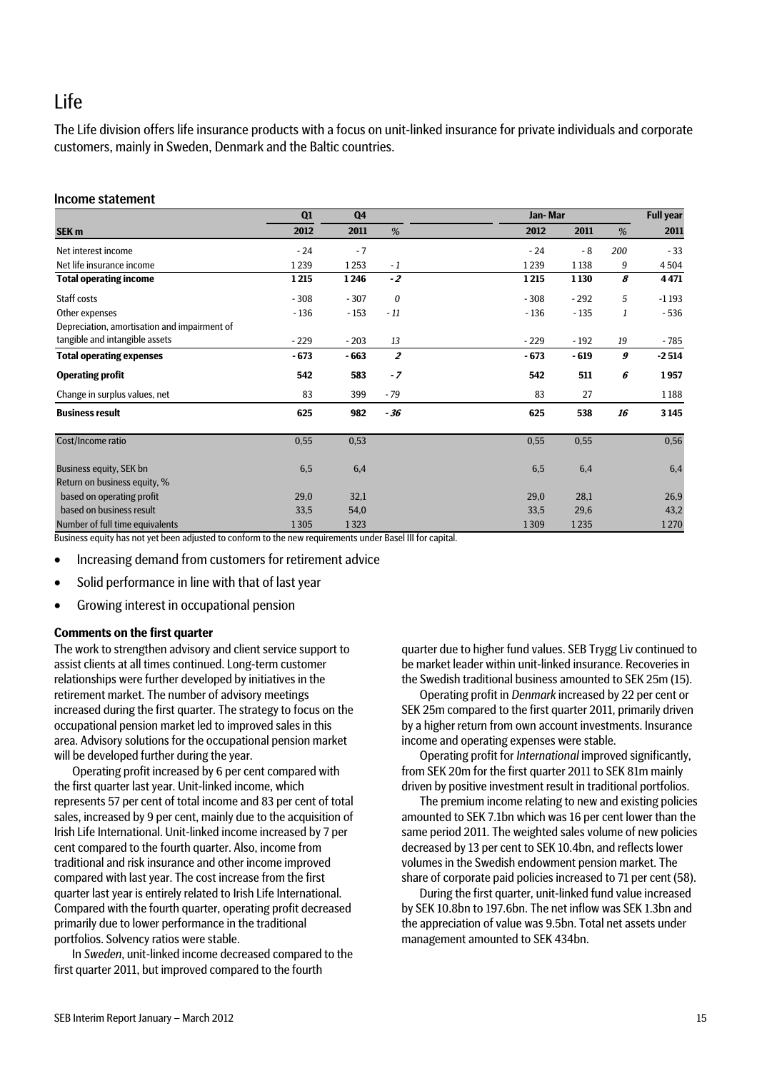# Life

The Life division offers life insurance products with a focus on unit-linked insurance for private individuals and corporate customers, mainly in Sweden, Denmark and the Baltic countries.

## Income statement

| | Q1 | Q4 | | Jan- Mar | | | Full year |
|---|---|---|---|---|---|---|---|
| **SEK m** | **2012** | **2011** | *%* | **2012** | **2011** | *%* | **2011** |
| Net interest income | - 24 | - 7 | | - 24 | - 8 | *200* | - 33 |
| Net life insurance income | 1 239 | 1 253 | *- 1* | 1 239 | 1 138 | *9* | 4 504 |
| **Total operating income** | **1 215** | **1 246** | ***- 2*** | **1 215** | **1 130** | ***8*** | **4 471** |
| Staff costs | - 308 | - 307 | *0* | - 308 | - 292 | *5* | -1 193 |
| Other expenses | - 136 | - 153 | *- 11* | - 136 | - 135 | *1* | - 536 |
| Depreciation, amortisation and impairment of tangible and intangible assets | - 229 | - 203 | *13* | - 229 | - 192 | *19* | - 785 |
| **Total operating expenses** | **- 673** | **- 663** | ***2*** | **- 673** | **- 619** | ***9*** | **-2 514** |
| **Operating profit** | **542** | **583** | ***- 7*** | **542** | **511** | ***6*** | **1 957** |
| Change in surplus values, net | 83 | 399 | *- 79* | 83 | 27 | | 1 188 |
| **Business result** | **625** | **982** | ***- 36*** | **625** | **538** | ***16*** | **3 145** |
| Cost/Income ratio | 0,55 | 0,53 | | 0,55 | 0,55 | | 0,56 |
| Business equity, SEK bn | 6,5 | 6,4 | | 6,5 | 6,4 | | 6,4 |
| Return on business equity, % | | | | | | | |
| based on operating profit | 29,0 | 32,1 | | 29,0 | 28,1 | | 26,9 |
| based on business result | 33,5 | 54,0 | | 33,5 | 29,6 | | 43,2 |
| Number of full time equivalents | 1 305 | 1 323 | | 1 309 | 1 235 | | 1 270 |

Business equity has not yet been adjusted to conform to the new requirements under Basel III for capital.

- Increasing demand from customers for retirement advice
- Solid performance in line with that of last year
- Growing interest in occupational pension

**Comments on the first quarter**

The work to strengthen advisory and client service support to assist clients at all times continued. Long-term customer relationships were further developed by initiatives in the retirement market. The number of advisory meetings increased during the first quarter. The strategy to focus on the occupational pension market led to improved sales in this area. Advisory solutions for the occupational pension market will be developed further during the year.

Operating profit increased by 6 per cent compared with the first quarter last year. Unit-linked income, which represents 57 per cent of total income and 83 per cent of total sales, increased by 9 per cent, mainly due to the acquisition of Irish Life International. Unit-linked income increased by 7 per cent compared to the fourth quarter. Also, income from traditional and risk insurance and other income improved compared with last year. The cost increase from the first quarter last year is entirely related to Irish Life International. Compared with the fourth quarter, operating profit decreased primarily due to lower performance in the traditional portfolios. Solvency ratios were stable.

In *Sweden*, unit-linked income decreased compared to the first quarter 2011, but improved compared to the fourth quarter due to higher fund values. SEB Trygg Liv continued to be market leader within unit-linked insurance. Recoveries in the Swedish traditional business amounted to SEK 25m (15).

Operating profit in *Denmark* increased by 22 per cent or SEK 25m compared to the first quarter 2011, primarily driven by a higher return from own account investments. Insurance income and operating expenses were stable.

Operating profit for *International* improved significantly, from SEK 20m for the first quarter 2011 to SEK 81m mainly driven by positive investment result in traditional portfolios.

The premium income relating to new and existing policies amounted to SEK 7.1bn which was 16 per cent lower than the same period 2011. The weighted sales volume of new policies decreased by 13 per cent to SEK 10.4bn, and reflects lower volumes in the Swedish endowment pension market. The share of corporate paid policies increased to 71 per cent (58).

During the first quarter, unit-linked fund value increased by SEK 10.8bn to 197.6bn. The net inflow was SEK 1.3bn and the appreciation of value was 9.5bn. Total net assets under management amounted to SEK 434bn.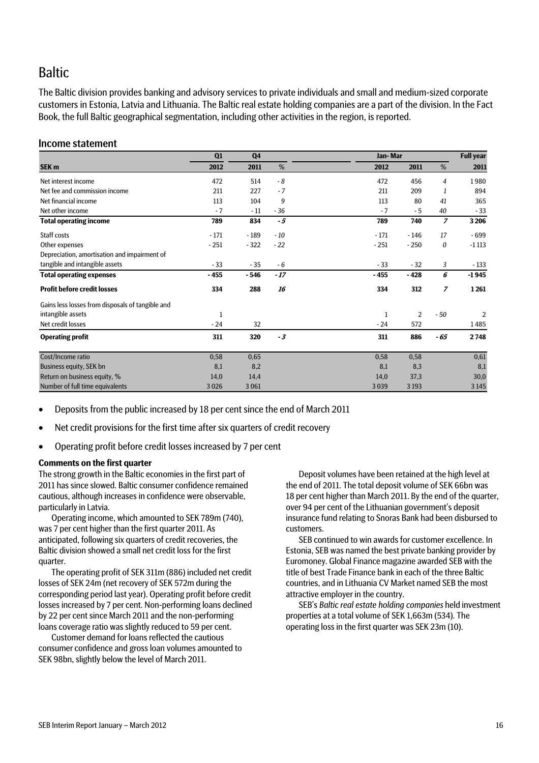# Baltic

The Baltic division provides banking and advisory services to private individuals and small and medium-sized corporate customers in Estonia, Latvia and Lithuania. The Baltic real estate holding companies are a part of the division. In the Fact Book, the full Baltic geographical segmentation, including other activities in the region, is reported.

## Income statement

| | Q1 | Q4 | | Jan- Mar | | | Full year |
|---|---|---|---|---|---|---|---|
| SEK m | 2012 | 2011 | % | 2012 | 2011 | % | 2011 |
| Net interest income | 472 | 514 | *-8* | 472 | 456 | *4* | 1 980 |
| Net fee and commission income | 211 | 227 | *-7* | 211 | 209 | *1* | 894 |
| Net financial income | 113 | 104 | *9* | 113 | 80 | *41* | 365 |
| Net other income | -7 | -11 | *-36* | -7 | -5 | *40* | -33 |
| **Total operating income** | **789** | **834** | ***-5*** | **789** | **740** | ***7*** | **3 206** |
| Staff costs | -171 | -189 | *-10* | -171 | -146 | *17* | -699 |
| Other expenses | -251 | -322 | *-22* | -251 | -250 | *0* | -1 113 |
| Depreciation, amortisation and impairment of tangible and intangible assets | -33 | -35 | *-6* | -33 | -32 | *3* | -133 |
| **Total operating expenses** | **-455** | **-546** | ***-17*** | **-455** | **-428** | ***6*** | **-1 945** |
| **Profit before credit losses** | **334** | **288** | ***16*** | **334** | **312** | ***7*** | **1 261** |
| Gains less losses from disposals of tangible and intangible assets | 1 | | | 1 | 2 | *-50* | 2 |
| Net credit losses | -24 | 32 | | -24 | 572 | | 1 485 |
| **Operating profit** | **311** | **320** | ***-3*** | **311** | **886** | ***-65*** | **2 748** |
| Cost/Income ratio | 0,58 | 0,65 | | 0,58 | 0,58 | | 0,61 |
| Business equity, SEK bn | 8,1 | 8,2 | | 8,1 | 8,3 | | 8,1 |
| Return on business equity, % | 14,0 | 14,4 | | 14,0 | 37,3 | | 30,0 |
| Number of full time equivalents | 3 026 | 3 061 | | 3 039 | 3 193 | | 3 145 |

- Deposits from the public increased by 18 per cent since the end of March 2011
- Net credit provisions for the first time after six quarters of credit recovery
- Operating profit before credit losses increased by 7 per cent

**Comments on the first quarter**

The strong growth in the Baltic economies in the first part of 2011 has since slowed. Baltic consumer confidence remained cautious, although increases in confidence were observable, particularly in Latvia.

Operating income, which amounted to SEK 789m (740), was 7 per cent higher than the first quarter 2011. As anticipated, following six quarters of credit recoveries, the Baltic division showed a small net credit loss for the first quarter.

The operating profit of SEK 311m (886) included net credit losses of SEK 24m (net recovery of SEK 572m during the corresponding period last year). Operating profit before credit losses increased by 7 per cent. Non-performing loans declined by 22 per cent since March 2011 and the non-performing loans coverage ratio was slightly reduced to 59 per cent.

Customer demand for loans reflected the cautious consumer confidence and gross loan volumes amounted to SEK 98bn, slightly below the level of March 2011.

Deposit volumes have been retained at the high level at the end of 2011. The total deposit volume of SEK 66bn was 18 per cent higher than March 2011. By the end of the quarter, over 94 per cent of the Lithuanian government's deposit insurance fund relating to Snoras Bank had been disbursed to customers.

SEB continued to win awards for customer excellence. In Estonia, SEB was named the best private banking provider by Euromoney. Global Finance magazine awarded SEB with the title of best Trade Finance bank in each of the three Baltic countries, and in Lithuania CV Market named SEB the most attractive employer in the country.

SEB's *Baltic real estate holding companies* held investment properties at a total volume of SEK 1,663m (534). The operating loss in the first quarter was SEK 23m (10).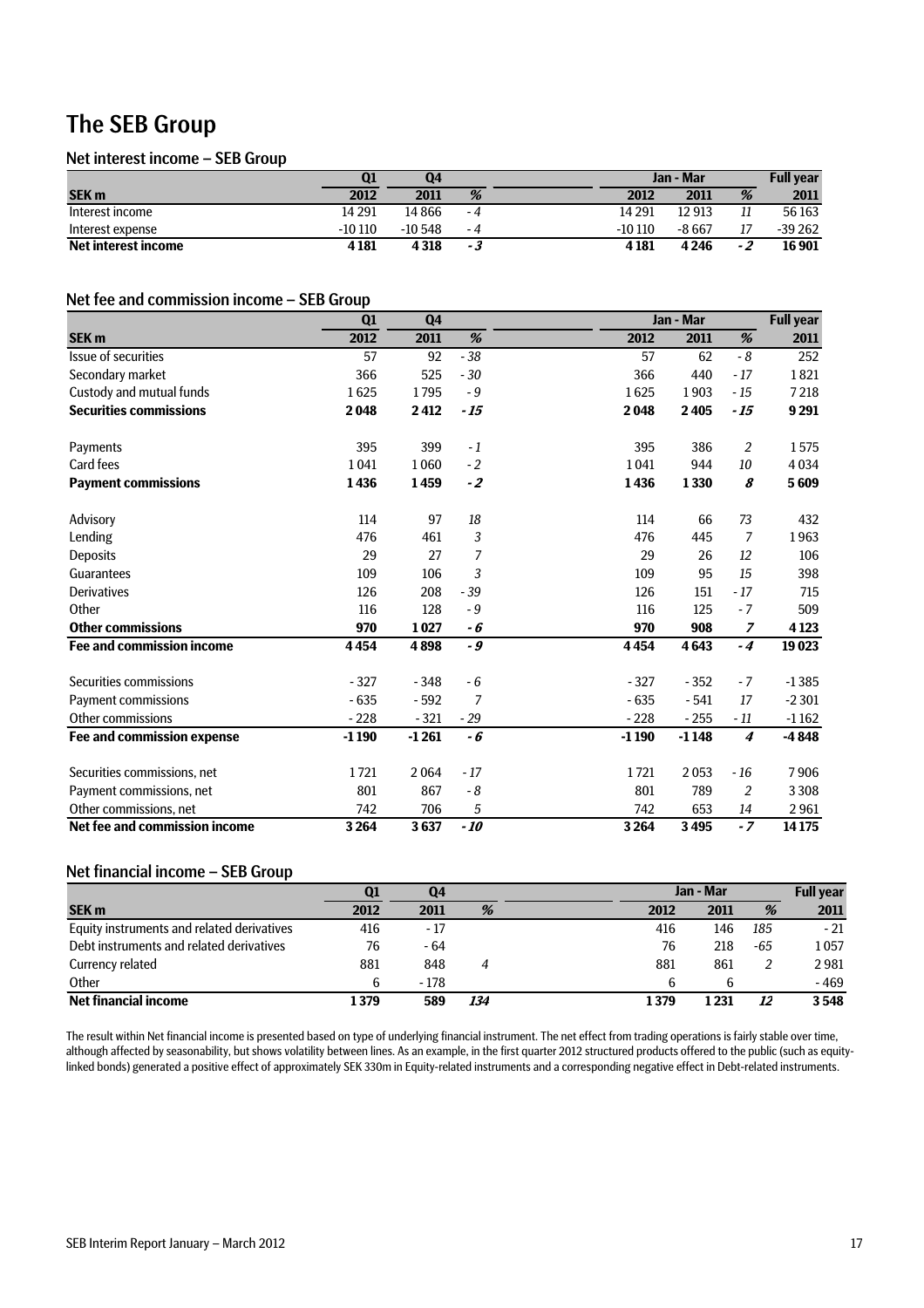# The SEB Group

## Net interest income – SEB Group

| | Q1 | Q4 | | Jan - Mar | | | Full year |
|---|---|---|---|---|---|---|---|
| **SEK m** | **2012** | **2011** | **%** | **2012** | **2011** | **%** | **2011** |
| Interest income | 14 291 | 14 866 | - 4 | 14 291 | 12 913 | 11 | 56 163 |
| Interest expense | -10 110 | -10 548 | - 4 | -10 110 | -8 667 | 17 | -39 262 |
| **Net interest income** | **4 181** | **4 318** | **- 3** | **4 181** | **4 246** | **- 2** | **16 901** |

## Net fee and commission income – SEB Group

| | Q1 | Q4 | | Jan - Mar | | | Full year |
|---|---|---|---|---|---|---|---|
| **SEK m** | **2012** | **2011** | **%** | **2012** | **2011** | **%** | **2011** |
| Issue of securities | 57 | 92 | - 38 | 57 | 62 | - 8 | 252 |
| Secondary market | 366 | 525 | - 30 | 366 | 440 | - 17 | 1 821 |
| Custody and mutual funds | 1 625 | 1 795 | - 9 | 1 625 | 1 903 | - 15 | 7 218 |
| **Securities commissions** | **2 048** | **2 412** | **- 15** | **2 048** | **2 405** | **- 15** | **9 291** |
| | | | | | | | |
| Payments | 395 | 399 | - 1 | 395 | 386 | 2 | 1 575 |
| Card fees | 1 041 | 1 060 | - 2 | 1 041 | 944 | 10 | 4 034 |
| **Payment commissions** | **1 436** | **1 459** | **- 2** | **1 436** | **1 330** | **8** | **5 609** |
| | | | | | | | |
| Advisory | 114 | 97 | 18 | 114 | 66 | 73 | 432 |
| Lending | 476 | 461 | 3 | 476 | 445 | 7 | 1 963 |
| Deposits | 29 | 27 | 7 | 29 | 26 | 12 | 106 |
| Guarantees | 109 | 106 | 3 | 109 | 95 | 15 | 398 |
| Derivatives | 126 | 208 | - 39 | 126 | 151 | - 17 | 715 |
| Other | 116 | 128 | - 9 | 116 | 125 | - 7 | 509 |
| **Other commissions** | **970** | **1 027** | **- 6** | **970** | **908** | **7** | **4 123** |
| **Fee and commission income** | **4 454** | **4 898** | **- 9** | **4 454** | **4 643** | **- 4** | **19 023** |
| | | | | | | | |
| Securities commissions | - 327 | - 348 | - 6 | - 327 | - 352 | - 7 | -1 385 |
| Payment commissions | - 635 | - 592 | 7 | - 635 | - 541 | 17 | -2 301 |
| Other commissions | - 228 | - 321 | - 29 | - 228 | - 255 | - 11 | -1 162 |
| **Fee and commission expense** | **-1 190** | **-1 261** | **- 6** | **-1 190** | **-1 148** | **4** | **-4 848** |
| | | | | | | | |
| Securities commissions, net | 1 721 | 2 064 | - 17 | 1 721 | 2 053 | - 16 | 7 906 |
| Payment commissions, net | 801 | 867 | - 8 | 801 | 789 | 2 | 3 308 |
| Other commissions, net | 742 | 706 | 5 | 742 | 653 | 14 | 2 961 |
| **Net fee and commission income** | **3 264** | **3 637** | **- 10** | **3 264** | **3 495** | **- 7** | **14 175** |

## Net financial income – SEB Group

| | Q1 | Q4 | | Jan - Mar | | | Full year |
|---|---|---|---|---|---|---|---|
| **SEK m** | **2012** | **2011** | **%** | **2012** | **2011** | **%** | **2011** |
| Equity instruments and related derivatives | 416 | - 17 | | 416 | 146 | 185 | - 21 |
| Debt instruments and related derivatives | 76 | - 64 | | 76 | 218 | -65 | 1 057 |
| Currency related | 881 | 848 | 4 | 881 | 861 | 2 | 2 981 |
| Other | 6 | - 178 | | 6 | 6 | | - 469 |
| **Net financial income** | **1 379** | **589** | **134** | **1 379** | **1 231** | **12** | **3 548** |

The result within Net financial income is presented based on type of underlying financial instrument. The net effect from trading operations is fairly stable over time, although affected by seasonability, but shows volatility between lines. As an example, in the first quarter 2012 structured products offered to the public (such as equity-linked bonds) generated a positive effect of approximately SEK 330m in Equity-related instruments and a corresponding negative effect in Debt-related instruments.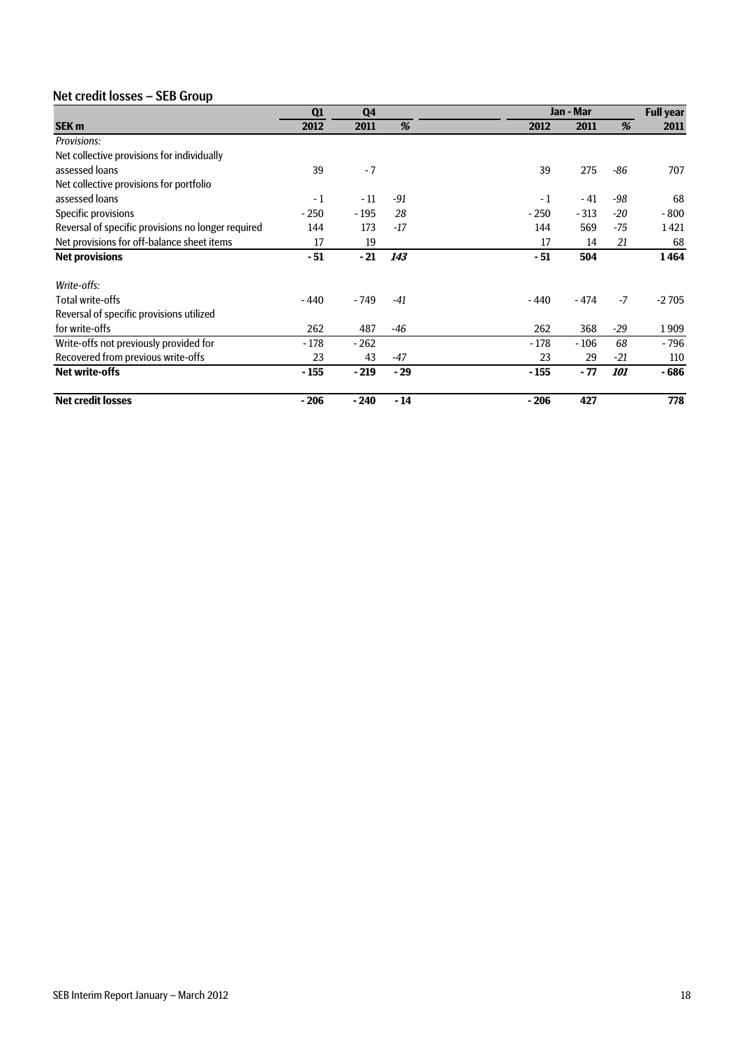## Net credit losses – SEB Group

| | Q1 | Q4 | | | Jan - Mar | | | Full year |
|---|---|---|---|---|---|---|---|---|
| **SEK m** | **2012** | **2011** | **%** | | **2012** | **2011** | **%** | **2011** |
| *Provisions:* | | | | | | | | |
| Net collective provisions for individually assessed loans | 39 | - 7 | | | 39 | 275 | *-86* | 707 |
| Net collective provisions for portfolio assessed loans | - 1 | - 11 | *-91* | | - 1 | - 41 | *-98* | 68 |
| Specific provisions | - 250 | - 195 | *28* | | - 250 | - 313 | *-20* | - 800 |
| Reversal of specific provisions no longer required | 144 | 173 | *-17* | | 144 | 569 | *-75* | 1 421 |
| Net provisions for off-balance sheet items | 17 | 19 | | | 17 | 14 | *21* | 68 |
| **Net provisions** | **- 51** | **- 21** | ***143*** | | **- 51** | **504** | | **1 464** |
| *Write-offs:* | | | | | | | | |
| Total write-offs | - 440 | - 749 | *-41* | | - 440 | - 474 | *-7* | -2 705 |
| Reversal of specific provisions utilized for write-offs | 262 | 487 | *-46* | | 262 | 368 | *-29* | 1 909 |
| Write-offs not previously provided for | - 178 | - 262 | | | - 178 | - 106 | *68* | - 796 |
| Recovered from previous write-offs | 23 | 43 | *-47* | | 23 | 29 | *-21* | 110 |
| **Net write-offs** | **- 155** | **- 219** | **- 29** | | **- 155** | **- 77** | ***101*** | **- 686** |
| **Net credit losses** | **- 206** | **- 240** | **- 14** | | **- 206** | **427** | | **778** |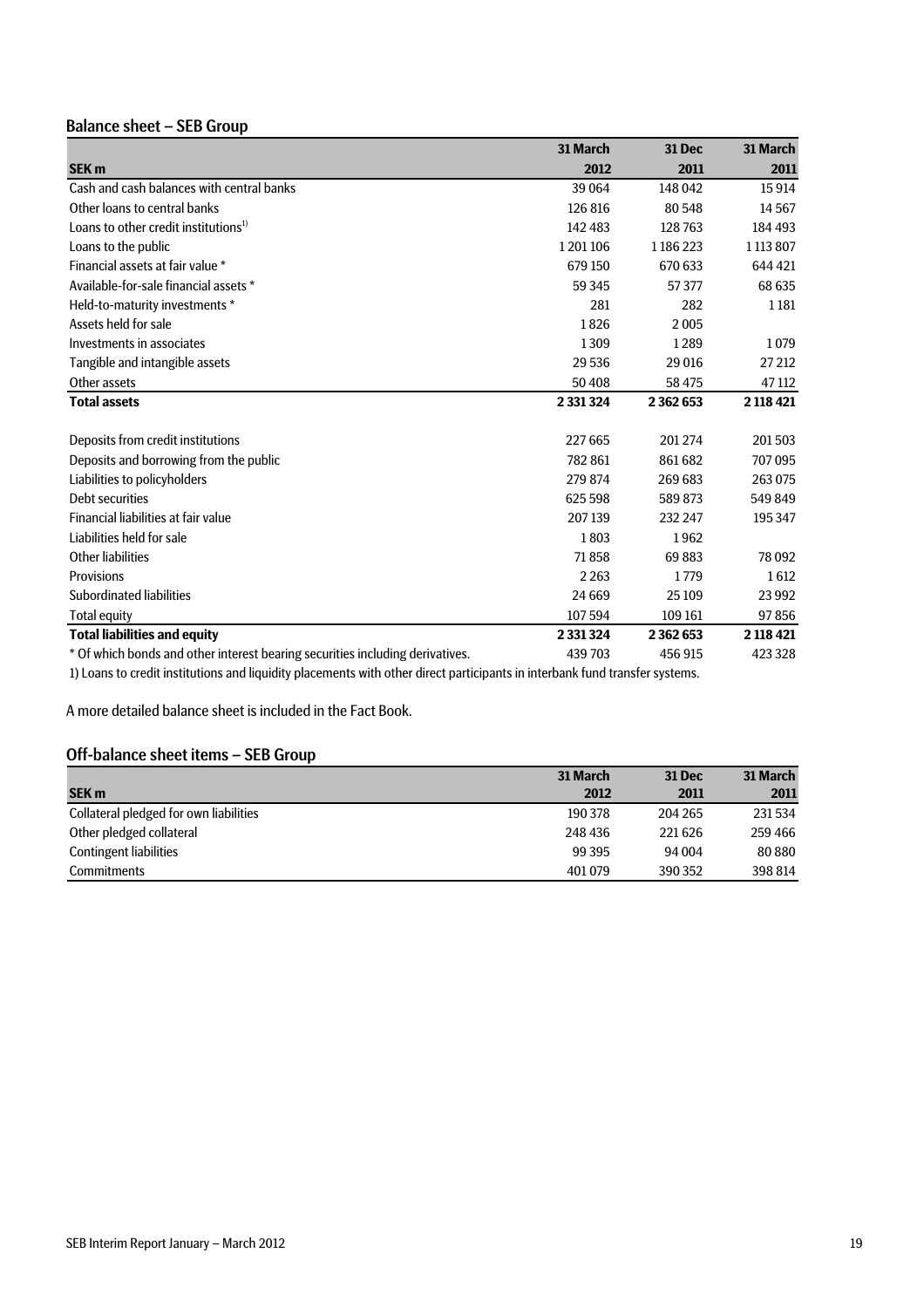## Balance sheet – SEB Group

| SEK m | 31 March 2012 | 31 Dec 2011 | 31 March 2011 |
|---|---|---|---|
| Cash and cash balances with central banks | 39 064 | 148 042 | 15 914 |
| Other loans to central banks | 126 816 | 80 548 | 14 567 |
| Loans to other credit institutions[1)] | 142 483 | 128 763 | 184 493 |
| Loans to the public | 1 201 106 | 1 186 223 | 1 113 807 |
| Financial assets at fair value * | 679 150 | 670 633 | 644 421 |
| Available-for-sale financial assets * | 59 345 | 57 377 | 68 635 |
| Held-to-maturity investments * | 281 | 282 | 1 181 |
| Assets held for sale | 1 826 | 2 005 | |
| Investments in associates | 1 309 | 1 289 | 1 079 |
| Tangible and intangible assets | 29 536 | 29 016 | 27 212 |
| Other assets | 50 408 | 58 475 | 47 112 |
| **Total assets** | **2 331 324** | **2 362 653** | **2 118 421** |
| | | | |
| Deposits from credit institutions | 227 665 | 201 274 | 201 503 |
| Deposits and borrowing from the public | 782 861 | 861 682 | 707 095 |
| Liabilities to policyholders | 279 874 | 269 683 | 263 075 |
| Debt securities | 625 598 | 589 873 | 549 849 |
| Financial liabilities at fair value | 207 139 | 232 247 | 195 347 |
| Liabilities held for sale | 1 803 | 1 962 | |
| Other liabilities | 71 858 | 69 883 | 78 092 |
| Provisions | 2 263 | 1 779 | 1 612 |
| Subordinated liabilities | 24 669 | 25 109 | 23 992 |
| Total equity | 107 594 | 109 161 | 97 856 |
| **Total liabilities and equity** | **2 331 324** | **2 362 653** | **2 118 421** |
| * Of which bonds and other interest bearing securities including derivatives. | 439 703 | 456 915 | 423 328 |

1) Loans to credit institutions and liquidity placements with other direct participants in interbank fund transfer systems.

A more detailed balance sheet is included in the Fact Book.

## Off-balance sheet items – SEB Group

| SEK m | 31 March 2012 | 31 Dec 2011 | 31 March 2011 |
|---|---|---|---|
| Collateral pledged for own liabilities | 190 378 | 204 265 | 231 534 |
| Other pledged collateral | 248 436 | 221 626 | 259 466 |
| Contingent liabilities | 99 395 | 94 004 | 80 880 |
| Commitments | 401 079 | 390 352 | 398 814 |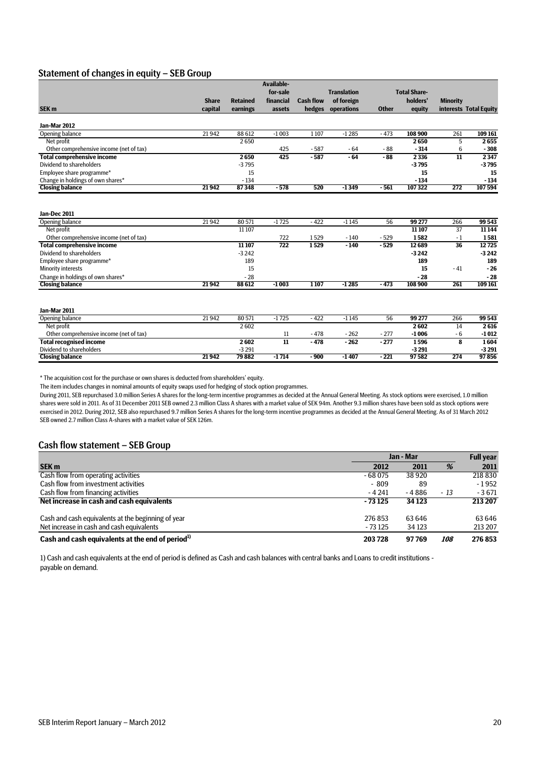## Statement of changes in equity – SEB Group

| SEK m | Share capital | Retained earnings | Available-for-sale financial assets | Cash flow hedges | Translation of foreign operations | Other | Total Share-holders' equity | Minority interests | Total Equity |
|---|---|---|---|---|---|---|---|---|---|
| **Jan-Mar 2012** | | | | | | | | | |
| Opening balance | 21 942 | 88 612 | -1 003 | 1 107 | -1 285 | - 473 | **108 900** | 261 | **109 161** |
| Net profit | | 2 650 | | | | | **2 650** | 5 | **2 655** |
| Other comprehensive income (net of tax) | | | 425 | - 587 | - 64 | - 88 | **- 314** | 6 | **- 308** |
| **Total comprehensive income** | | **2 650** | **425** | **- 587** | **- 64** | **- 88** | **2 336** | **11** | **2 347** |
| Dividend to shareholders | | -3 795 | | | | | **-3 795** | | **-3 795** |
| Employee share programme* | | 15 | | | | | **15** | | **15** |
| Change in holdings of own shares* | | - 134 | | | | | **- 134** | | **- 134** |
| **Closing balance** | **21 942** | **87 348** | **- 578** | **520** | **-1 349** | **- 561** | **107 322** | **272** | **107 594** |
| **Jan-Dec 2011** | | | | | | | | | |
| Opening balance | 21 942 | 80 571 | -1 725 | - 422 | -1 145 | 56 | **99 277** | 266 | **99 543** |
| Net profit | | 11 107 | | | | | **11 107** | 37 | **11 144** |
| Other comprehensive income (net of tax) | | | 722 | 1 529 | - 140 | - 529 | **1 582** | - 1 | **1 581** |
| **Total comprehensive income** | | **11 107** | **722** | **1 529** | **- 140** | **- 529** | **12 689** | **36** | **12 725** |
| Dividend to shareholders | | -3 242 | | | | | **-3 242** | | **-3 242** |
| Employee share programme* | | 189 | | | | | **189** | | **189** |
| Minority interests | | 15 | | | | | **15** | - 41 | **- 26** |
| Change in holdings of own shares* | | - 28 | | | | | **- 28** | | **- 28** |
| **Closing balance** | **21 942** | **88 612** | **-1 003** | **1 107** | **-1 285** | **- 473** | **108 900** | **261** | **109 161** |
| **Jan-Mar 2011** | | | | | | | | | |
| Opening balance | 21 942 | 80 571 | -1 725 | - 422 | -1 145 | 56 | **99 277** | 266 | **99 543** |
| Net profit | | 2 602 | | | | | **2 602** | 14 | **2 616** |
| Other comprehensive income (net of tax) | | | 11 | - 478 | - 262 | - 277 | **-1 006** | - 6 | **-1 012** |
| **Total recognised income** | | **2 602** | **11** | **- 478** | **- 262** | **- 277** | **1 596** | **8** | **1 604** |
| Dividend to shareholders | | -3 291 | | | | | **-3 291** | | **-3 291** |
| **Closing balance** | **21 942** | **79 882** | **-1 714** | **- 900** | **-1 407** | **- 221** | **97 582** | **274** | **97 856** |

\* The acquisition cost for the purchase or own shares is deducted from shareholders' equity.

The item includes changes in nominal amounts of equity swaps used for hedging of stock option programmes.

During 2011, SEB repurchased 3.0 million Series A shares for the long-term incentive programmes as decided at the Annual General Meeting. As stock options were exercised, 1.0 million shares were sold in 2011. As of 31 December 2011 SEB owned 2.3 million Class A shares with a market value of SEK 94m. Another 9.3 million shares have been sold as stock options were exercised in 2012. During 2012, SEB also repurchased 9.7 million Series A shares for the long-term incentive programmes as decided at the Annual General Meeting. As of 31 March 2012 SEB owned 2.7 million Class A-shares with a market value of SEK 126m.

## Cash flow statement – SEB Group

| SEK m | Jan - Mar 2012 | Jan - Mar 2011 | % | Full year 2011 |
|---|---|---|---|---|
| Cash flow from operating activities | - 68 075 | 38 920 | | 218 830 |
| Cash flow from investment activities | - 809 | 89 | | - 1 952 |
| Cash flow from financing activities | - 4 241 | - 4 886 | *- 13* | - 3 671 |
| **Net increase in cash and cash equivalents** | **- 73 125** | **34 123** | | **213 207** |
| Cash and cash equivalents at the beginning of year | 276 853 | 63 646 | | 63 646 |
| Net increase in cash and cash equivalents | - 73 125 | 34 123 | | 213 207 |
| **Cash and cash equivalents at the end of period[1)]** | **203 728** | **97 769** | ***108*** | **276 853** |

1) Cash and cash equivalents at the end of period is defined as Cash and cash balances with central banks and Loans to credit institutions - payable on demand.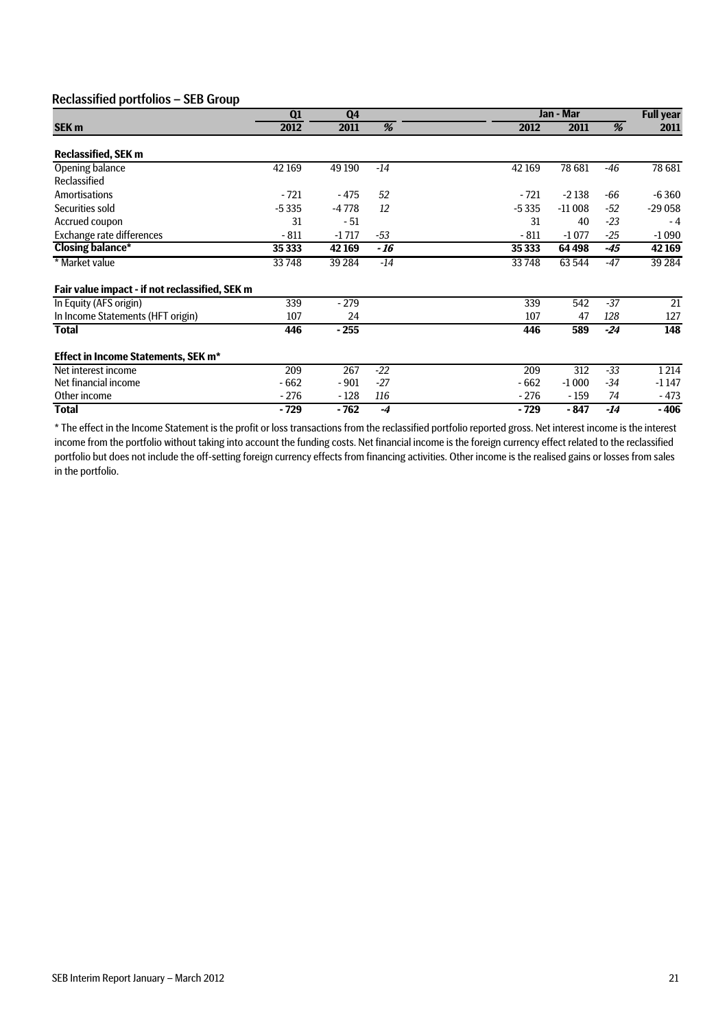## Reclassified portfolios – SEB Group

| SEK m | Q1 2012 | Q4 2011 | % | Jan - Mar 2012 | Jan - Mar 2011 | % | Full year 2011 |
|---|---|---|---|---|---|---|---|
| **Reclassified, SEK m** | | | | | | | |
| Opening balance | 42 169 | 49 190 | -14 | 42 169 | 78 681 | -46 | 78 681 |
| Reclassified | | | | | | | |
| Amortisations | - 721 | - 475 | 52 | - 721 | -2 138 | -66 | -6 360 |
| Securities sold | -5 335 | -4 778 | 12 | -5 335 | -11 008 | -52 | -29 058 |
| Accrued coupon | 31 | - 51 | | 31 | 40 | -23 | - 4 |
| Exchange rate differences | - 811 | -1 717 | -53 | - 811 | -1 077 | -25 | -1 090 |
| **Closing balance*** | **35 333** | **42 169** | **-16** | **35 333** | **64 498** | **-45** | **42 169** |
| * Market value | 33 748 | 39 284 | -14 | 33 748 | 63 544 | -47 | 39 284 |
| **Fair value impact - if not reclassified, SEK m** | | | | | | | |
| In Equity (AFS origin) | 339 | - 279 | | 339 | 542 | -37 | 21 |
| In Income Statements (HFT origin) | 107 | 24 | | 107 | 47 | 128 | 127 |
| **Total** | **446** | **- 255** | | **446** | **589** | **-24** | **148** |
| **Effect in Income Statements, SEK m*** | | | | | | | |
| Net interest income | 209 | 267 | -22 | 209 | 312 | -33 | 1 214 |
| Net financial income | - 662 | - 901 | -27 | - 662 | -1 000 | -34 | -1 147 |
| Other income | - 276 | - 128 | 116 | - 276 | - 159 | 74 | - 473 |
| **Total** | **- 729** | **- 762** | **-4** | **- 729** | **- 847** | **-14** | **- 406** |

* The effect in the Income Statement is the profit or loss transactions from the reclassified portfolio reported gross. Net interest income is the interest income from the portfolio without taking into account the funding costs. Net financial income is the foreign currency effect related to the reclassified portfolio but does not include the off-setting foreign currency effects from financing activities. Other income is the realised gains or losses from sales in the portfolio.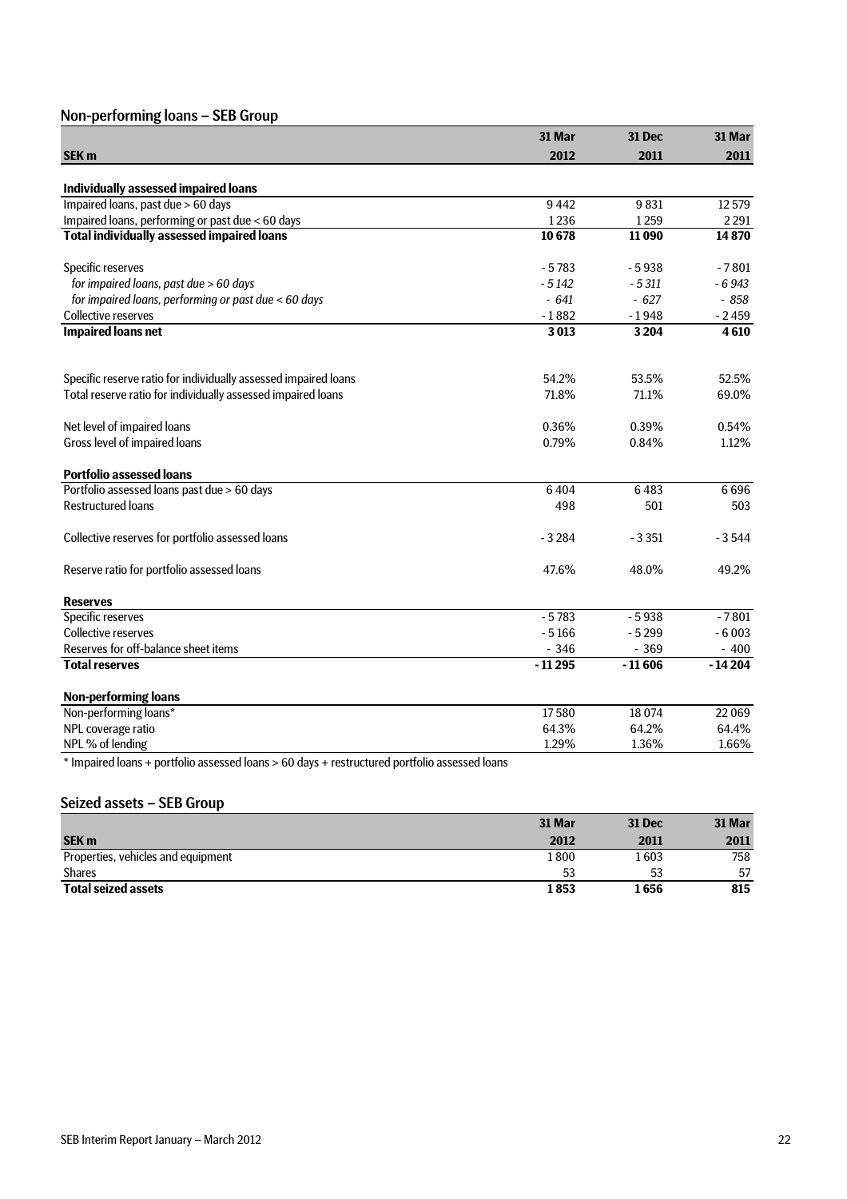## Non-performing loans – SEB Group

| SEK m | 31 Mar 2012 | 31 Dec 2011 | 31 Mar 2011 |
|---|---|---|---|
| **Individually assessed impaired loans** | | | |
| Impaired loans, past due > 60 days | 9 442 | 9 831 | 12 579 |
| Impaired loans, performing or past due < 60 days | 1 236 | 1 259 | 2 291 |
| **Total individually assessed impaired loans** | **10 678** | **11 090** | **14 870** |
| Specific reserves | - 5 783 | - 5 938 | - 7 801 |
| *for impaired loans, past due > 60 days* | *- 5 142* | *- 5 311* | *- 6 943* |
| *for impaired loans, performing or past due < 60 days* | *- 641* | *- 627* | *- 858* |
| Collective reserves | - 1 882 | - 1 948 | - 2 459 |
| **Impaired loans net** | **3 013** | **3 204** | **4 610** |
| Specific reserve ratio for individually assessed impaired loans | 54.2% | 53.5% | 52.5% |
| Total reserve ratio for individually assessed impaired loans | 71.8% | 71.1% | 69.0% |
| Net level of impaired loans | 0.36% | 0.39% | 0.54% |
| Gross level of impaired loans | 0.79% | 0.84% | 1.12% |
| **Portfolio assessed loans** | | | |
| Portfolio assessed loans past due > 60 days | 6 404 | 6 483 | 6 696 |
| Restructured loans | 498 | 501 | 503 |
| Collective reserves for portfolio assessed loans | - 3 284 | - 3 351 | - 3 544 |
| Reserve ratio for portfolio assessed loans | 47.6% | 48.0% | 49.2% |
| **Reserves** | | | |
| Specific reserves | - 5 783 | - 5 938 | - 7 801 |
| Collective reserves | - 5 166 | - 5 299 | - 6 003 |
| Reserves for off-balance sheet items | - 346 | - 369 | - 400 |
| **Total reserves** | **- 11 295** | **- 11 606** | **- 14 204** |
| **Non-performing loans** | | | |
| Non-performing loans* | 17 580 | 18 074 | 22 069 |
| NPL coverage ratio | 64.3% | 64.2% | 64.4% |
| NPL % of lending | 1.29% | 1.36% | 1.66% |

\* Impaired loans + portfolio assessed loans > 60 days + restructured portfolio assessed loans

## Seized assets – SEB Group

| SEK m | 31 Mar 2012 | 31 Dec 2011 | 31 Mar 2011 |
|---|---|---|---|
| Properties, vehicles and equipment | 1 800 | 1 603 | 758 |
| Shares | 53 | 53 | 57 |
| **Total seized assets** | **1 853** | **1 656** | **815** |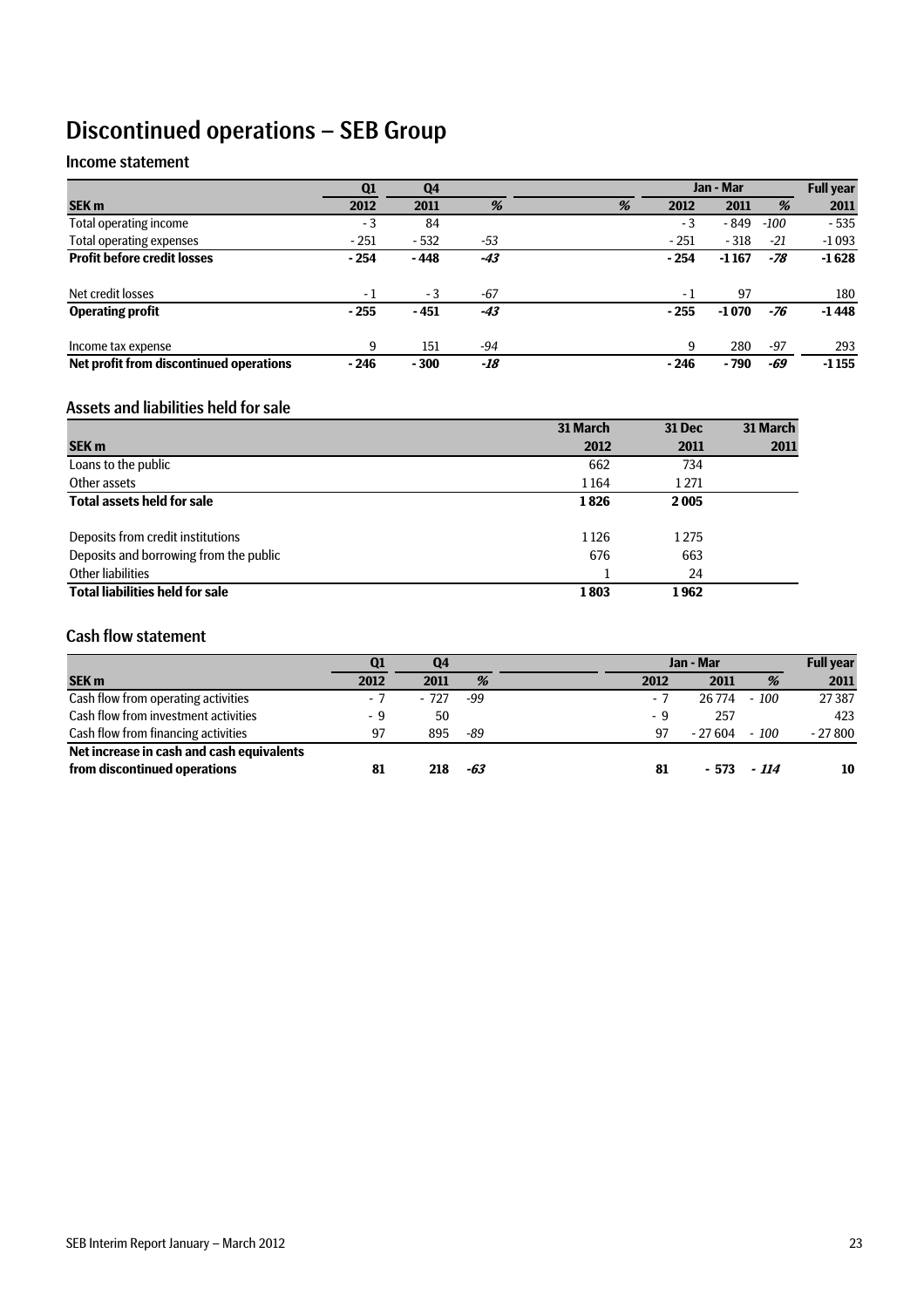# Discontinued operations – SEB Group

## Income statement

| | Q1 | Q4 | | | Jan - Mar | | | Full year |
|---|---|---|---|---|---|---|---|---|
| SEK m | 2012 | 2011 | % | % | 2012 | 2011 | % | 2011 |
| Total operating income | - 3 | 84 | | | - 3 | - 849 | -100 | - 535 |
| Total operating expenses | - 251 | - 532 | -53 | | - 251 | - 318 | -21 | -1 093 |
| **Profit before credit losses** | **- 254** | **- 448** | ***-43*** | | **- 254** | **-1 167** | ***-78*** | **-1 628** |
| Net credit losses | - 1 | - 3 | -67 | | - 1 | 97 | | 180 |
| **Operating profit** | **- 255** | **- 451** | ***-43*** | | **- 255** | **-1 070** | ***-76*** | **-1 448** |
| Income tax expense | 9 | 151 | -94 | | 9 | 280 | -97 | 293 |
| **Net profit from discontinued operations** | **- 246** | **- 300** | ***-18*** | | **- 246** | **- 790** | ***-69*** | **-1 155** |

## Assets and liabilities held for sale

| | 31 March | 31 Dec | 31 March |
|---|---|---|---|
| SEK m | 2012 | 2011 | 2011 |
| Loans to the public | 662 | 734 | |
| Other assets | 1 164 | 1 271 | |
| **Total assets held for sale** | **1 826** | **2 005** | |
| Deposits from credit institutions | 1 126 | 1 275 | |
| Deposits and borrowing from the public | 676 | 663 | |
| Other liabilities | 1 | 24 | |
| **Total liabilities held for sale** | **1 803** | **1 962** | |

## Cash flow statement

| | Q1 | Q4 | | Jan - Mar | | | Full year |
|---|---|---|---|---|---|---|---|
| SEK m | 2012 | 2011 | % | 2012 | 2011 | % | 2011 |
| Cash flow from operating activities | - 7 | - 727 | -99 | - 7 | 26 774 | - 100 | 27 387 |
| Cash flow from investment activities | - 9 | 50 | | - 9 | 257 | | 423 |
| Cash flow from financing activities | 97 | 895 | -89 | 97 | - 27 604 | - 100 | - 27 800 |
| **Net increase in cash and cash equivalents from discontinued operations** | **81** | **218** | ***-63*** | **81** | **- 573** | ***- 114*** | **10** |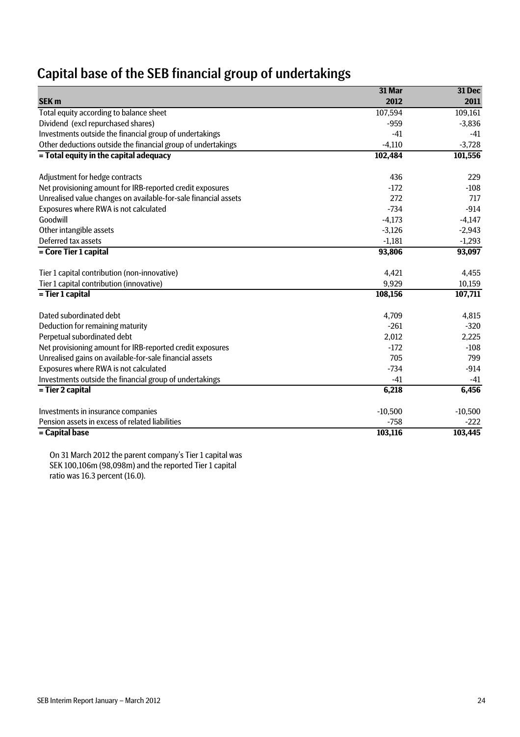# Capital base of the SEB financial group of undertakings

| SEK m | 31 Mar 2012 | 31 Dec 2011 |
|---|---|---|
| Total equity according to balance sheet | 107,594 | 109,161 |
| Dividend (excl repurchased shares) | -959 | -3,836 |
| Investments outside the financial group of undertakings | -41 | -41 |
| Other deductions outside the financial group of undertakings | -4,110 | -3,728 |
| **= Total equity in the capital adequacy** | **102,484** | **101,556** |
| | | |
| Adjustment for hedge contracts | 436 | 229 |
| Net provisioning amount for IRB-reported credit exposures | -172 | -108 |
| Unrealised value changes on available-for-sale financial assets | 272 | 717 |
| Exposures where RWA is not calculated | -734 | -914 |
| Goodwill | -4,173 | -4,147 |
| Other intangible assets | -3,126 | -2,943 |
| Deferred tax assets | -1,181 | -1,293 |
| **= Core Tier 1 capital** | **93,806** | **93,097** |
| | | |
| Tier 1 capital contribution (non-innovative) | 4,421 | 4,455 |
| Tier 1 capital contribution (innovative) | 9,929 | 10,159 |
| **= Tier 1 capital** | **108,156** | **107,711** |
| | | |
| Dated subordinated debt | 4,709 | 4,815 |
| Deduction for remaining maturity | -261 | -320 |
| Perpetual subordinated debt | 2,012 | 2,225 |
| Net provisioning amount for IRB-reported credit exposures | -172 | -108 |
| Unrealised gains on available-for-sale financial assets | 705 | 799 |
| Exposures where RWA is not calculated | -734 | -914 |
| Investments outside the financial group of undertakings | -41 | -41 |
| **= Tier 2 capital** | **6,218** | **6,456** |
| | | |
| Investments in insurance companies | -10,500 | -10,500 |
| Pension assets in excess of related liabilities | -758 | -222 |
| **= Capital base** | **103,116** | **103,445** |

On 31 March 2012 the parent company's Tier 1 capital was SEK 100,106m (98,098m) and the reported Tier 1 capital ratio was 16.3 percent (16.0).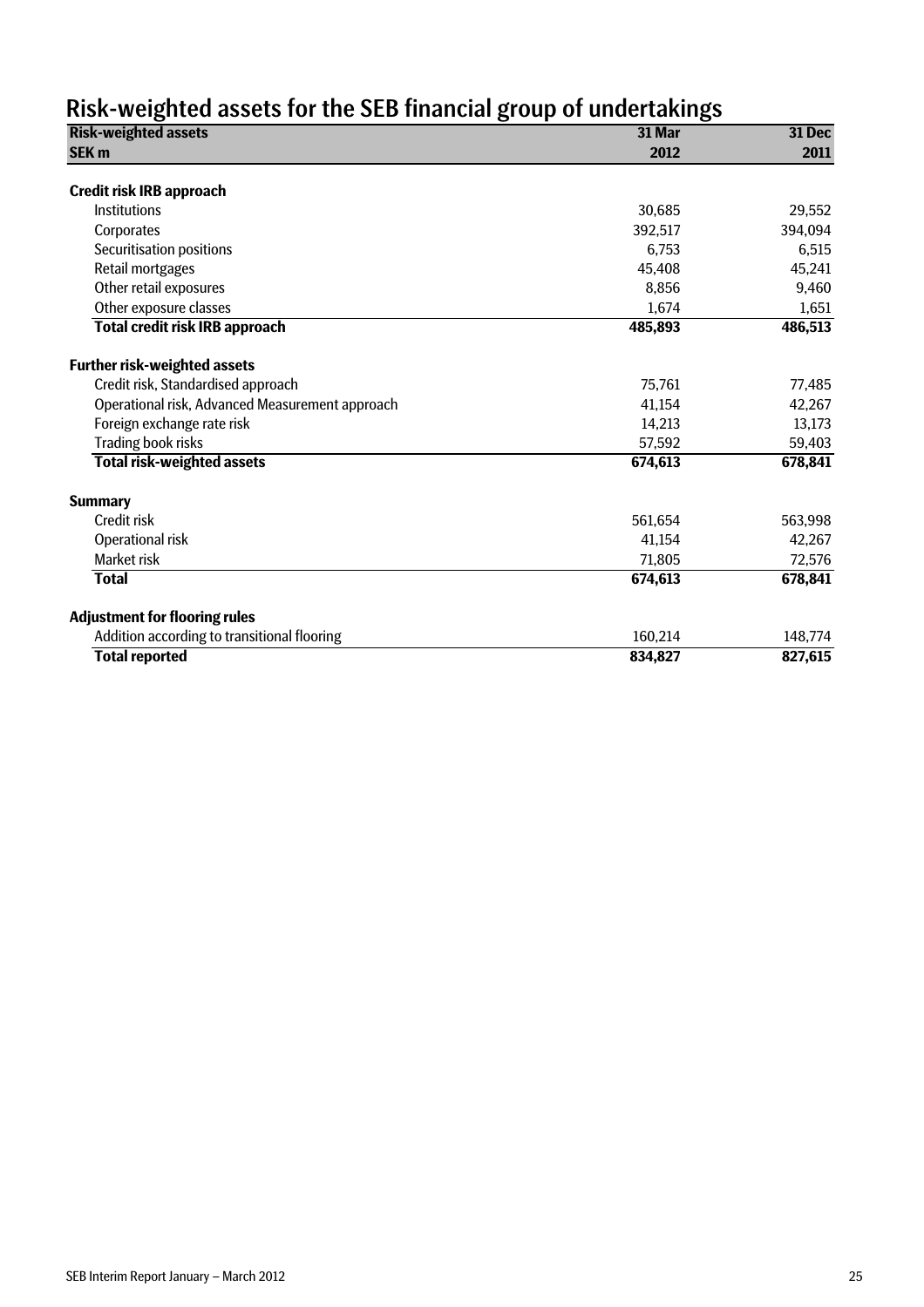# Risk-weighted assets for the SEB financial group of undertakings

| **Risk-weighted assets** | **31 Mar** | **31 Dec** |
|---|---|---|
| **SEK m** | **2012** | **2011** |
| | | |
| **Credit risk IRB approach** | | |
| Institutions | 30,685 | 29,552 |
| Corporates | 392,517 | 394,094 |
| Securitisation positions | 6,753 | 6,515 |
| Retail mortgages | 45,408 | 45,241 |
| Other retail exposures | 8,856 | 9,460 |
| Other exposure classes | 1,674 | 1,651 |
| **Total credit risk IRB approach** | **485,893** | **486,513** |
| | | |
| **Further risk-weighted assets** | | |
| Credit risk, Standardised approach | 75,761 | 77,485 |
| Operational risk, Advanced Measurement approach | 41,154 | 42,267 |
| Foreign exchange rate risk | 14,213 | 13,173 |
| Trading book risks | 57,592 | 59,403 |
| **Total risk-weighted assets** | **674,613** | **678,841** |
| | | |
| **Summary** | | |
| Credit risk | 561,654 | 563,998 |
| Operational risk | 41,154 | 42,267 |
| Market risk | 71,805 | 72,576 |
| **Total** | **674,613** | **678,841** |
| | | |
| **Adjustment for flooring rules** | | |
| Addition according to transitional flooring | 160,214 | 148,774 |
| **Total reported** | **834,827** | **827,615** |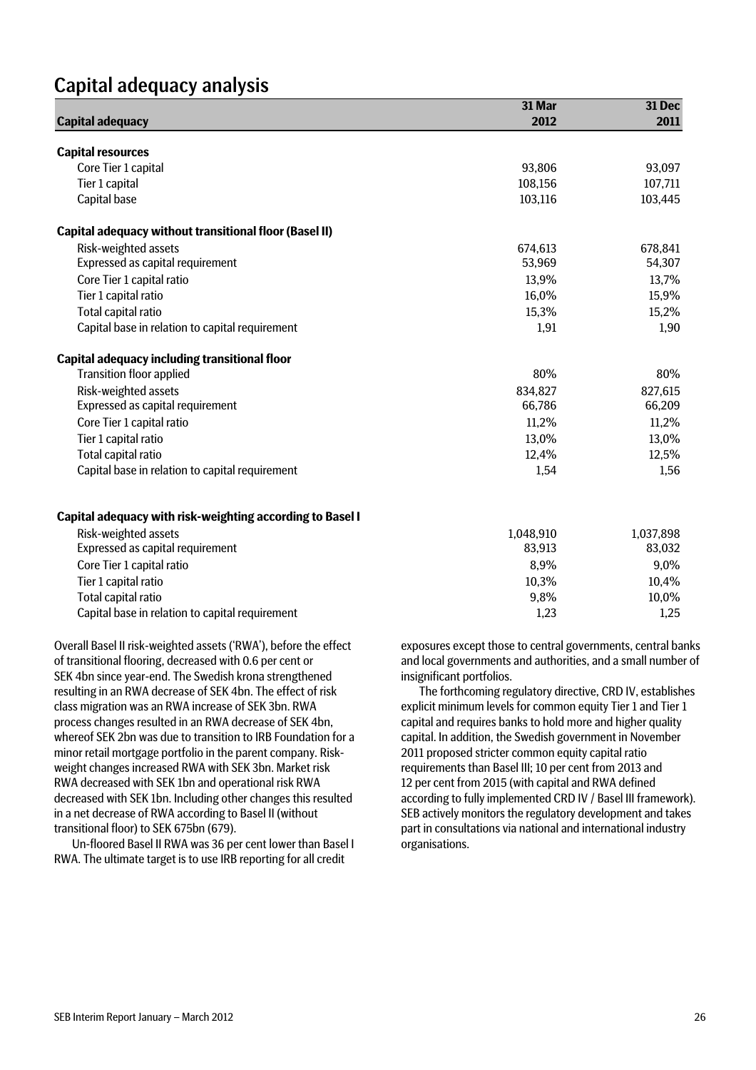# Capital adequacy analysis

| Capital adequacy | 31 Mar 2012 | 31 Dec 2011 |
|---|---|---|
| **Capital resources** | | |
| Core Tier 1 capital | 93,806 | 93,097 |
| Tier 1 capital | 108,156 | 107,711 |
| Capital base | 103,116 | 103,445 |
| **Capital adequacy without transitional floor (Basel II)** | | |
| Risk-weighted assets | 674,613 | 678,841 |
| Expressed as capital requirement | 53,969 | 54,307 |
| Core Tier 1 capital ratio | 13,9% | 13,7% |
| Tier 1 capital ratio | 16,0% | 15,9% |
| Total capital ratio | 15,3% | 15,2% |
| Capital base in relation to capital requirement | 1,91 | 1,90 |
| **Capital adequacy including transitional floor** | | |
| Transition floor applied | 80% | 80% |
| Risk-weighted assets | 834,827 | 827,615 |
| Expressed as capital requirement | 66,786 | 66,209 |
| Core Tier 1 capital ratio | 11,2% | 11,2% |
| Tier 1 capital ratio | 13,0% | 13,0% |
| Total capital ratio | 12,4% | 12,5% |
| Capital base in relation to capital requirement | 1,54 | 1,56 |
| **Capital adequacy with risk-weighting according to Basel I** | | |
| Risk-weighted assets | 1,048,910 | 1,037,898 |
| Expressed as capital requirement | 83,913 | 83,032 |
| Core Tier 1 capital ratio | 8,9% | 9,0% |
| Tier 1 capital ratio | 10,3% | 10,4% |
| Total capital ratio | 9,8% | 10,0% |
| Capital base in relation to capital requirement | 1,23 | 1,25 |

Overall Basel II risk-weighted assets ('RWA'), before the effect of transitional flooring, decreased with 0.6 per cent or SEK 4bn since year-end. The Swedish krona strengthened resulting in an RWA decrease of SEK 4bn. The effect of risk class migration was an RWA increase of SEK 3bn. RWA process changes resulted in an RWA decrease of SEK 4bn, whereof SEK 2bn was due to transition to IRB Foundation for a minor retail mortgage portfolio in the parent company. Risk-weight changes increased RWA with SEK 3bn. Market risk RWA decreased with SEK 1bn and operational risk RWA decreased with SEK 1bn. Including other changes this resulted in a net decrease of RWA according to Basel II (without transitional floor) to SEK 675bn (679).

Un-floored Basel II RWA was 36 per cent lower than Basel I RWA. The ultimate target is to use IRB reporting for all credit exposures except those to central governments, central banks and local governments and authorities, and a small number of insignificant portfolios.

The forthcoming regulatory directive, CRD IV, establishes explicit minimum levels for common equity Tier 1 and Tier 1 capital and requires banks to hold more and higher quality capital. In addition, the Swedish government in November 2011 proposed stricter common equity capital ratio requirements than Basel III; 10 per cent from 2013 and 12 per cent from 2015 (with capital and RWA defined according to fully implemented CRD IV / Basel III framework). SEB actively monitors the regulatory development and takes part in consultations via national and international industry organisations.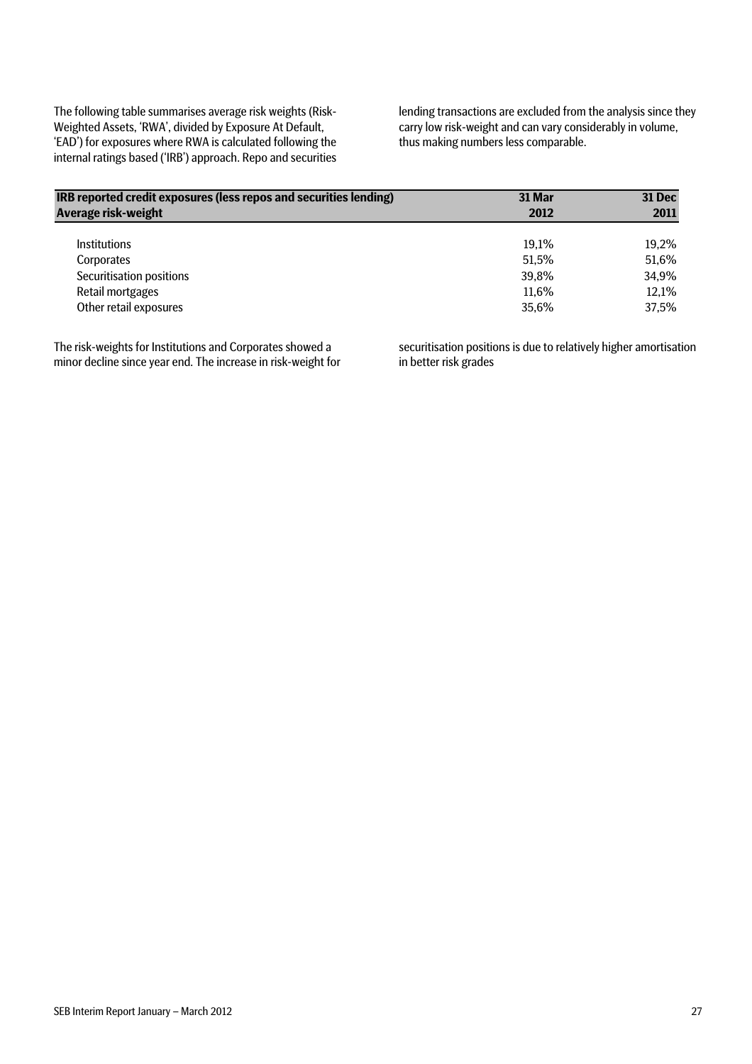The following table summarises average risk weights (Risk-Weighted Assets, 'RWA', divided by Exposure At Default, 'EAD') for exposures where RWA is calculated following the internal ratings based ('IRB') approach. Repo and securities lending transactions are excluded from the analysis since they carry low risk-weight and can vary considerably in volume, thus making numbers less comparable.

| **IRB reported credit exposures (less repos and securities lending)**<br>**Average risk-weight** | **31 Mar 2012** | **31 Dec 2011** |
|---|---|---|
| Institutions | 19,1% | 19,2% |
| Corporates | 51,5% | 51,6% |
| Securitisation positions | 39,8% | 34,9% |
| Retail mortgages | 11,6% | 12,1% |
| Other retail exposures | 35,6% | 37,5% |

The risk-weights for Institutions and Corporates showed a minor decline since year end. The increase in risk-weight for securitisation positions is due to relatively higher amortisation in better risk grades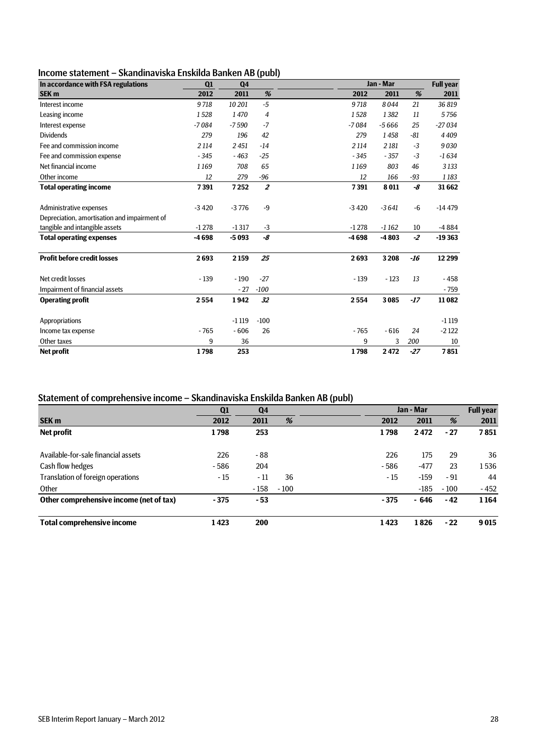## Income statement – Skandinaviska Enskilda Banken AB (publ)

| In accordance with FSA regulations | Q1 | Q4 | | Jan - Mar | | | Full year |
|---|---|---|---|---|---|---|---|
| SEK m | 2012 | 2011 | % | 2012 | 2011 | % | 2011 |
| Interest income | 9 718 | 10 201 | -5 | 9 718 | 8 044 | 21 | 36 819 |
| Leasing income | 1 528 | 1 470 | 4 | 1 528 | 1 382 | 11 | 5 756 |
| Interest expense | -7 084 | -7 590 | -7 | -7 084 | -5 666 | 25 | -27 034 |
| Dividends | 279 | 196 | 42 | 279 | 1 458 | -81 | 4 409 |
| Fee and commission income | 2 114 | 2 451 | -14 | 2 114 | 2 181 | -3 | 9 030 |
| Fee and commission expense | - 345 | - 463 | -25 | - 345 | - 357 | -3 | -1 634 |
| Net financial income | 1 169 | 708 | 65 | 1 169 | 803 | 46 | 3 133 |
| Other income | 12 | 279 | -96 | 12 | 166 | -93 | 1 183 |
| **Total operating income** | **7 391** | **7 252** | **2** | **7 391** | **8 011** | **-8** | **31 662** |
| Administrative expenses | -3 420 | -3 776 | -9 | -3 420 | -3 641 | -6 | -14 479 |
| Depreciation, amortisation and impairment of tangible and intangible assets | -1 278 | -1 317 | -3 | -1 278 | -1 162 | 10 | -4 884 |
| **Total operating expenses** | **-4 698** | **-5 093** | **-8** | **-4 698** | **-4 803** | **-2** | **-19 363** |
| **Profit before credit losses** | **2 693** | **2 159** | **25** | **2 693** | **3 208** | **-16** | **12 299** |
| Net credit losses | - 139 | - 190 | -27 | - 139 | - 123 | 13 | - 458 |
| Impairment of financial assets | | - 27 | -100 | | | | - 759 |
| **Operating profit** | **2 554** | **1 942** | **32** | **2 554** | **3 085** | **-17** | **11 082** |
| Appropriations | | -1 119 | -100 | | | | -1 119 |
| Income tax expense | - 765 | - 606 | 26 | - 765 | - 616 | 24 | -2 122 |
| Other taxes | 9 | 36 | | 9 | 3 | 200 | 10 |
| **Net profit** | **1 798** | **253** | | **1 798** | **2 472** | **-27** | **7 851** |

## Statement of comprehensive income – Skandinaviska Enskilda Banken AB (publ)

| | Q1 | Q4 | | Jan - Mar | | | Full year |
|---|---|---|---|---|---|---|---|
| SEK m | 2012 | 2011 | % | 2012 | 2011 | % | 2011 |
| **Net profit** | **1 798** | **253** | | **1 798** | **2 472** | **- 27** | **7 851** |
| Available-for-sale financial assets | 226 | - 88 | | 226 | 175 | 29 | 36 |
| Cash flow hedges | - 586 | 204 | | - 586 | -477 | 23 | 1 536 |
| Translation of foreign operations | - 15 | - 11 | 36 | - 15 | -159 | - 91 | 44 |
| Other | | - 158 | - 100 | | -185 | - 100 | - 452 |
| **Other comprehensive income (net of tax)** | **- 375** | **- 53** | | **- 375** | **- 646** | **- 42** | **1 164** |
| **Total comprehensive income** | **1 423** | **200** | | **1 423** | **1 826** | **- 22** | **9 015** |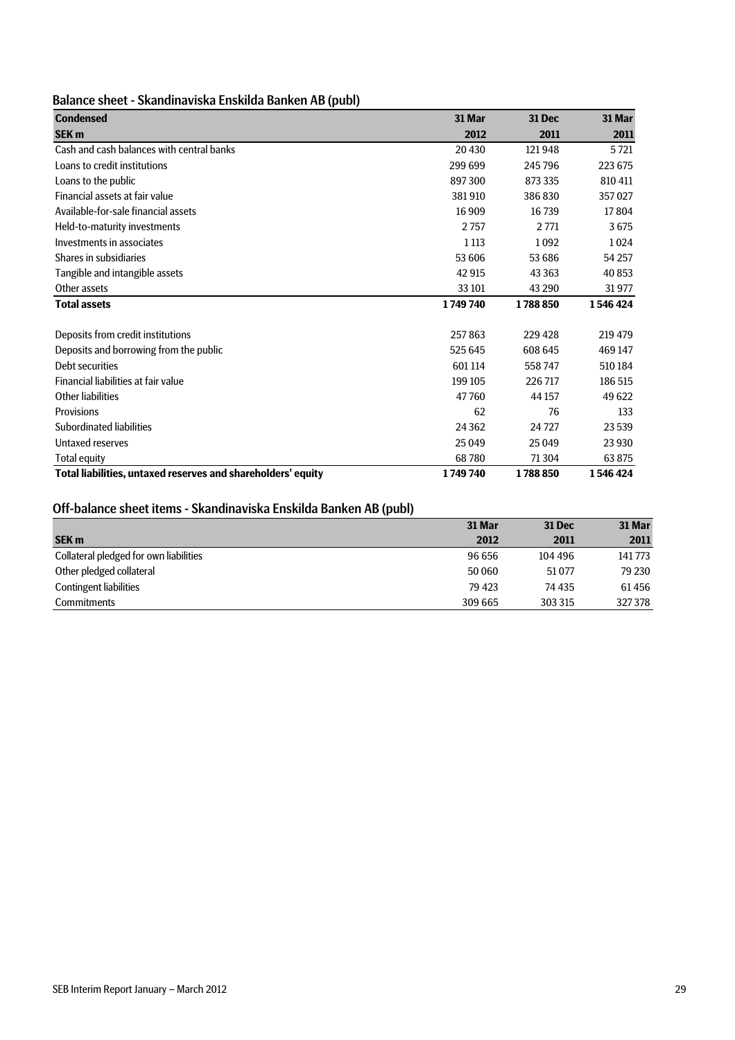## Balance sheet - Skandinaviska Enskilda Banken AB (publ)

| Condensed<br>SEK m | 31 Mar<br>2012 | 31 Dec<br>2011 | 31 Mar<br>2011 |
|---|---|---|---|
| Cash and cash balances with central banks | 20 430 | 121 948 | 5 721 |
| Loans to credit institutions | 299 699 | 245 796 | 223 675 |
| Loans to the public | 897 300 | 873 335 | 810 411 |
| Financial assets at fair value | 381 910 | 386 830 | 357 027 |
| Available-for-sale financial assets | 16 909 | 16 739 | 17 804 |
| Held-to-maturity investments | 2 757 | 2 771 | 3 675 |
| Investments in associates | 1 113 | 1 092 | 1 024 |
| Shares in subsidiaries | 53 606 | 53 686 | 54 257 |
| Tangible and intangible assets | 42 915 | 43 363 | 40 853 |
| Other assets | 33 101 | 43 290 | 31 977 |
| **Total assets** | **1 749 740** | **1 788 850** | **1 546 424** |
| | | | |
| Deposits from credit institutions | 257 863 | 229 428 | 219 479 |
| Deposits and borrowing from the public | 525 645 | 608 645 | 469 147 |
| Debt securities | 601 114 | 558 747 | 510 184 |
| Financial liabilities at fair value | 199 105 | 226 717 | 186 515 |
| Other liabilities | 47 760 | 44 157 | 49 622 |
| Provisions | 62 | 76 | 133 |
| Subordinated liabilities | 24 362 | 24 727 | 23 539 |
| Untaxed reserves | 25 049 | 25 049 | 23 930 |
| Total equity | 68 780 | 71 304 | 63 875 |
| **Total liabilities, untaxed reserves and shareholders' equity** | **1 749 740** | **1 788 850** | **1 546 424** |

## Off-balance sheet items - Skandinaviska Enskilda Banken AB (publ)

| SEK m | 31 Mar<br>2012 | 31 Dec<br>2011 | 31 Mar<br>2011 |
|---|---|---|---|
| Collateral pledged for own liabilities | 96 656 | 104 496 | 141 773 |
| Other pledged collateral | 50 060 | 51 077 | 79 230 |
| Contingent liabilities | 79 423 | 74 435 | 61 456 |
| Commitments | 309 665 | 303 315 | 327 378 |